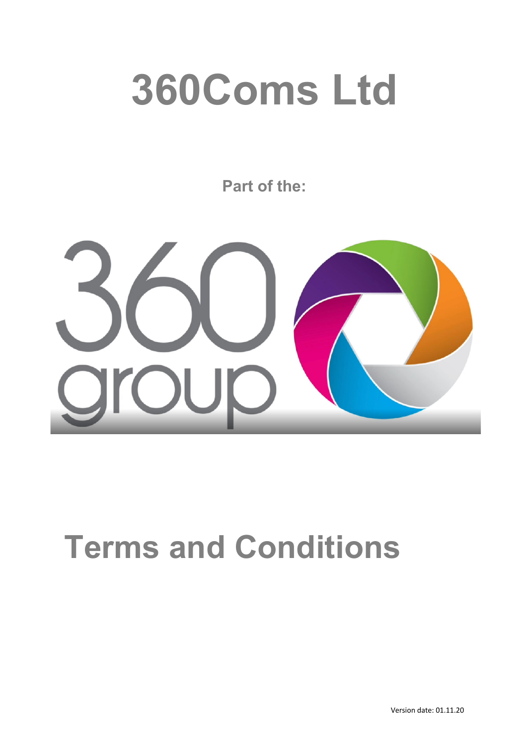# 360Coms Ltd

**Part of the:**

360 group

# Terms and Conditions

Version date: 01.11.20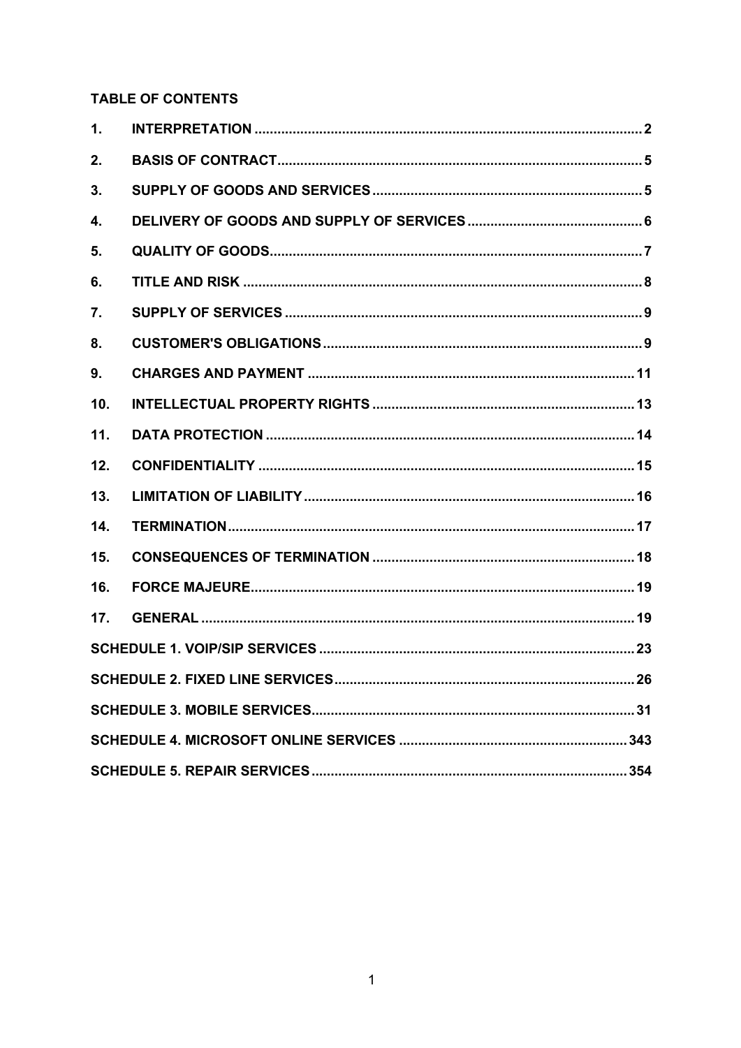**TABLE OF CONTENTS**

| | | |
|---|---|---|
| **1.** | **INTERPRETATION** | **2** |
| **2.** | **BASIS OF CONTRACT** | **5** |
| **3.** | **SUPPLY OF GOODS AND SERVICES** | **5** |
| **4.** | **DELIVERY OF GOODS AND SUPPLY OF SERVICES** | **6** |
| **5.** | **QUALITY OF GOODS** | **7** |
| **6.** | **TITLE AND RISK** | **8** |
| **7.** | **SUPPLY OF SERVICES** | **9** |
| **8.** | **CUSTOMER'S OBLIGATIONS** | **9** |
| **9.** | **CHARGES AND PAYMENT** | **11** |
| **10.** | **INTELLECTUAL PROPERTY RIGHTS** | **13** |
| **11.** | **DATA PROTECTION** | **14** |
| **12.** | **CONFIDENTIALITY** | **15** |
| **13.** | **LIMITATION OF LIABILITY** | **16** |
| **14.** | **TERMINATION** | **17** |
| **15.** | **CONSEQUENCES OF TERMINATION** | **18** |
| **16.** | **FORCE MAJEURE** | **19** |
| **17.** | **GENERAL** | **19** |
| | **SCHEDULE 1. VOIP/SIP SERVICES** | **23** |
| | **SCHEDULE 2. FIXED LINE SERVICES** | **26** |
| | **SCHEDULE 3. MOBILE SERVICES** | **31** |
| | **SCHEDULE 4. MICROSOFT ONLINE SERVICES** | **343** |
| | **SCHEDULE 5. REPAIR SERVICES** | **354** |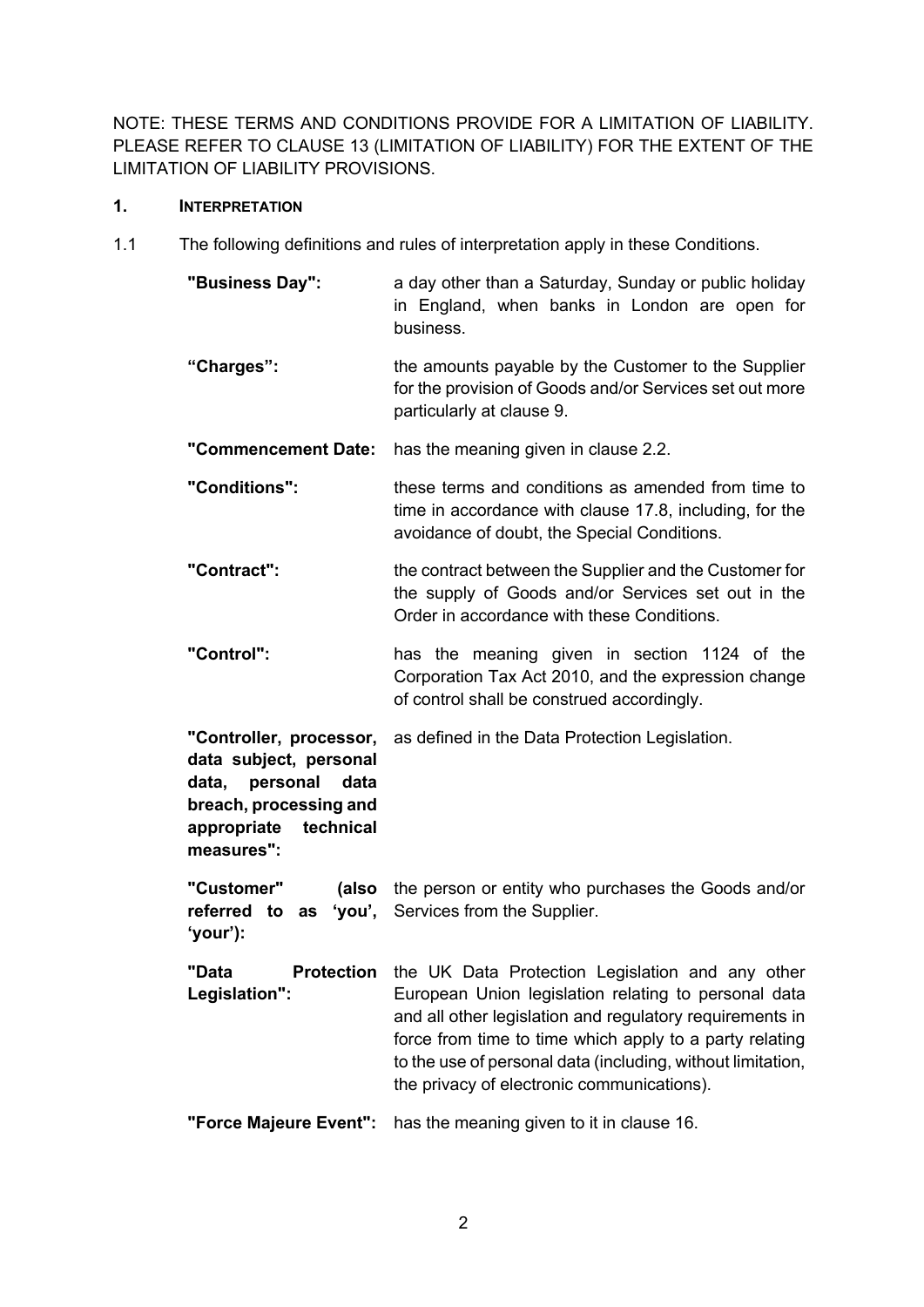NOTE: THESE TERMS AND CONDITIONS PROVIDE FOR A LIMITATION OF LIABILITY. PLEASE REFER TO CLAUSE 13 (LIMITATION OF LIABILITY) FOR THE EXTENT OF THE LIMITATION OF LIABILITY PROVISIONS.

## 1. INTERPRETATION

1.1 The following definitions and rules of interpretation apply in these Conditions.

| | |
|---|---|
| **"Business Day":** | a day other than a Saturday, Sunday or public holiday in England, when banks in London are open for business. |
| **"Charges":** | the amounts payable by the Customer to the Supplier for the provision of Goods and/or Services set out more particularly at clause 9. |
| **"Commencement Date:** | has the meaning given in clause 2.2. |
| **"Conditions":** | these terms and conditions as amended from time to time in accordance with clause 17.8, including, for the avoidance of doubt, the Special Conditions. |
| **"Contract":** | the contract between the Supplier and the Customer for the supply of Goods and/or Services set out in the Order in accordance with these Conditions. |
| **"Control":** | has the meaning given in section 1124 of the Corporation Tax Act 2010, and the expression change of control shall be construed accordingly. |
| **"Controller, processor, data subject, personal data, personal data breach, processing and appropriate technical measures":** | as defined in the Data Protection Legislation. |
| **"Customer" (also referred to as 'you', 'your'):** | the person or entity who purchases the Goods and/or Services from the Supplier. |
| **"Data Protection Legislation":** | the UK Data Protection Legislation and any other European Union legislation relating to personal data and all other legislation and regulatory requirements in force from time to time which apply to a party relating to the use of personal data (including, without limitation, the privacy of electronic communications). |
| **"Force Majeure Event":** | has the meaning given to it in clause 16. |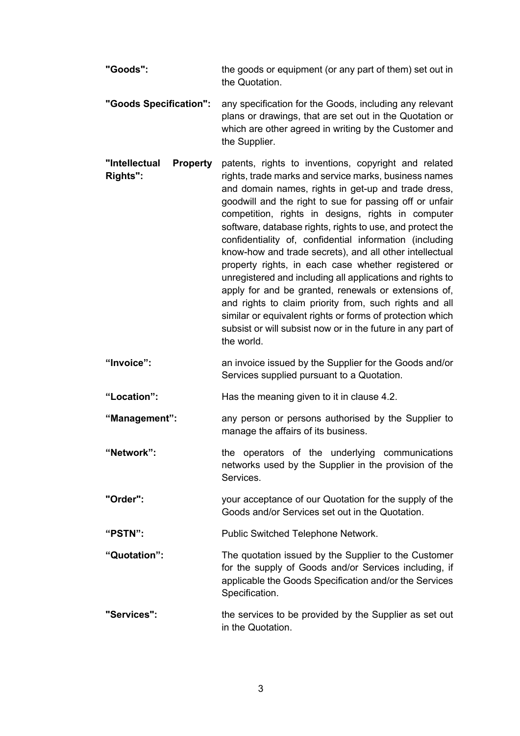| | |
|---|---|
| **"Goods":** | the goods or equipment (or any part of them) set out in the Quotation. |
| **"Goods Specification":** | any specification for the Goods, including any relevant plans or drawings, that are set out in the Quotation or which are other agreed in writing by the Customer and the Supplier. |
| **"Intellectual Property Rights":** | patents, rights to inventions, copyright and related rights, trade marks and service marks, business names and domain names, rights in get-up and trade dress, goodwill and the right to sue for passing off or unfair competition, rights in designs, rights in computer software, database rights, rights to use, and protect the confidentiality of, confidential information (including know-how and trade secrets), and all other intellectual property rights, in each case whether registered or unregistered and including all applications and rights to apply for and be granted, renewals or extensions of, and rights to claim priority from, such rights and all similar or equivalent rights or forms of protection which subsist or will subsist now or in the future in any part of the world. |
| **"Invoice":** | an invoice issued by the Supplier for the Goods and/or Services supplied pursuant to a Quotation. |
| **"Location":** | Has the meaning given to it in clause 4.2. |
| **"Management":** | any person or persons authorised by the Supplier to manage the affairs of its business. |
| **"Network":** | the operators of the underlying communications networks used by the Supplier in the provision of the Services. |
| **"Order":** | your acceptance of our Quotation for the supply of the Goods and/or Services set out in the Quotation. |
| **"PSTN":** | Public Switched Telephone Network. |
| **"Quotation":** | The quotation issued by the Supplier to the Customer for the supply of Goods and/or Services including, if applicable the Goods Specification and/or the Services Specification. |
| **"Services":** | the services to be provided by the Supplier as set out in the Quotation. |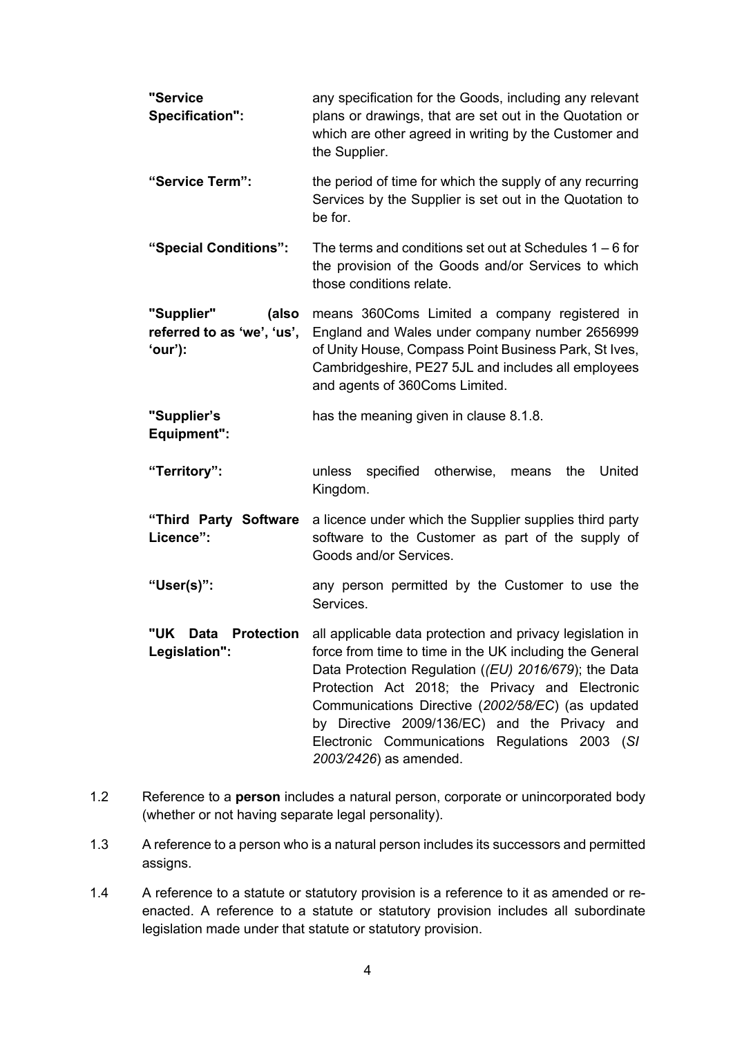| | |
|---|---|
| **"Service Specification":** | any specification for the Goods, including any relevant plans or drawings, that are set out in the Quotation or which are other agreed in writing by the Customer and the Supplier. |
| **"Service Term":** | the period of time for which the supply of any recurring Services by the Supplier is set out in the Quotation to be for. |
| **"Special Conditions":** | The terms and conditions set out at Schedules 1 – 6 for the provision of the Goods and/or Services to which those conditions relate. |
| **"Supplier" (also referred to as 'we', 'us', 'our'):** | means 360Coms Limited a company registered in England and Wales under company number 2656999 of Unity House, Compass Point Business Park, St Ives, Cambridgeshire, PE27 5JL and includes all employees and agents of 360Coms Limited. |
| **"Supplier's Equipment":** | has the meaning given in clause 8.1.8. |
| **"Territory":** | unless specified otherwise, means the United Kingdom. |
| **"Third Party Software Licence":** | a licence under which the Supplier supplies third party software to the Customer as part of the supply of Goods and/or Services. |
| **"User(s)":** | any person permitted by the Customer to use the Services. |
| **"UK Data Protection Legislation":** | all applicable data protection and privacy legislation in force from time to time in the UK including the General Data Protection Regulation (*(EU) 2016/679*); the Data Protection Act 2018; the Privacy and Electronic Communications Directive (*2002/58/EC*) (as updated by Directive 2009/136/EC) and the Privacy and Electronic Communications Regulations 2003 (*SI 2003/2426*) as amended. |

1.2 Reference to a **person** includes a natural person, corporate or unincorporated body (whether or not having separate legal personality).

1.3 A reference to a person who is a natural person includes its successors and permitted assigns.

1.4 A reference to a statute or statutory provision is a reference to it as amended or re-enacted. A reference to a statute or statutory provision includes all subordinate legislation made under that statute or statutory provision.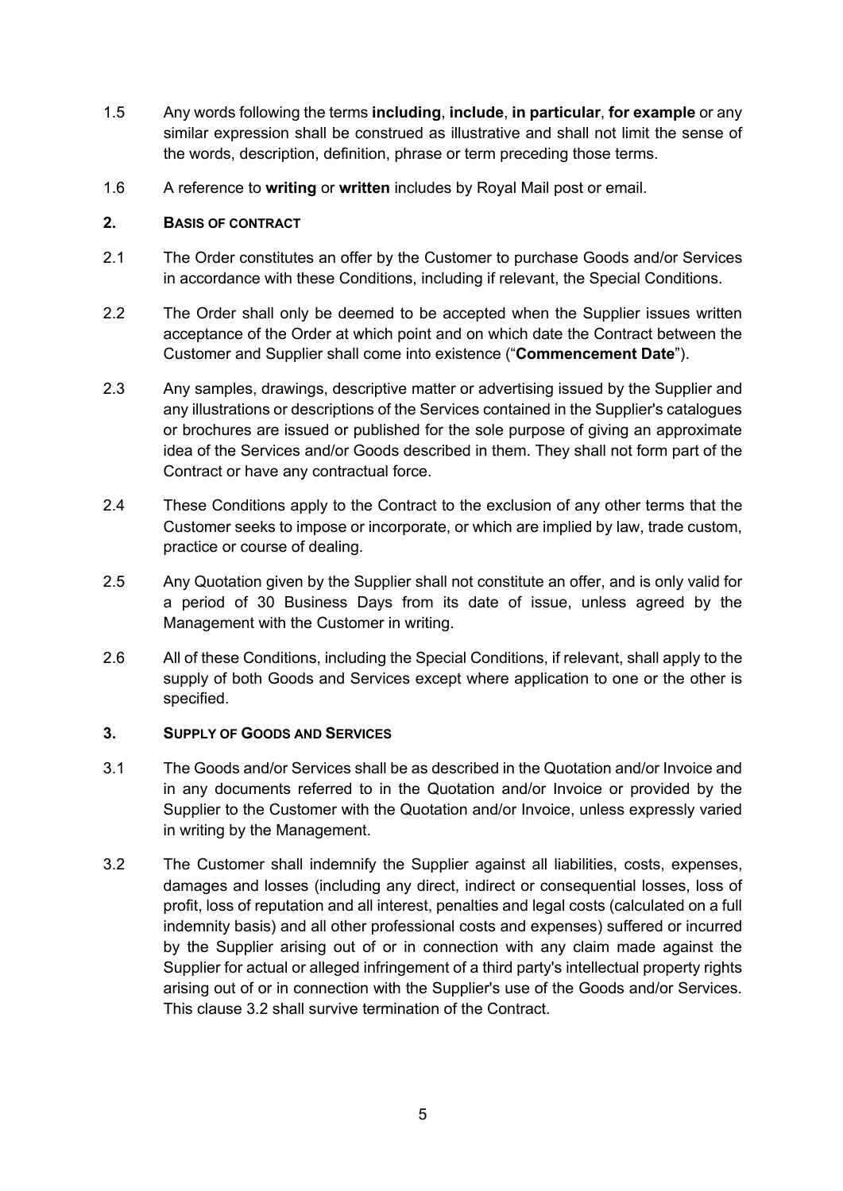1.5 Any words following the terms **including**, **include**, **in particular**, **for example** or any similar expression shall be construed as illustrative and shall not limit the sense of the words, description, definition, phrase or term preceding those terms.

1.6 A reference to **writing** or **written** includes by Royal Mail post or email.

## 2. BASIS OF CONTRACT

2.1 The Order constitutes an offer by the Customer to purchase Goods and/or Services in accordance with these Conditions, including if relevant, the Special Conditions.

2.2 The Order shall only be deemed to be accepted when the Supplier issues written acceptance of the Order at which point and on which date the Contract between the Customer and Supplier shall come into existence ("**Commencement Date**").

2.3 Any samples, drawings, descriptive matter or advertising issued by the Supplier and any illustrations or descriptions of the Services contained in the Supplier's catalogues or brochures are issued or published for the sole purpose of giving an approximate idea of the Services and/or Goods described in them. They shall not form part of the Contract or have any contractual force.

2.4 These Conditions apply to the Contract to the exclusion of any other terms that the Customer seeks to impose or incorporate, or which are implied by law, trade custom, practice or course of dealing.

2.5 Any Quotation given by the Supplier shall not constitute an offer, and is only valid for a period of 30 Business Days from its date of issue, unless agreed by the Management with the Customer in writing.

2.6 All of these Conditions, including the Special Conditions, if relevant, shall apply to the supply of both Goods and Services except where application to one or the other is specified.

## 3. SUPPLY OF GOODS AND SERVICES

3.1 The Goods and/or Services shall be as described in the Quotation and/or Invoice and in any documents referred to in the Quotation and/or Invoice or provided by the Supplier to the Customer with the Quotation and/or Invoice, unless expressly varied in writing by the Management.

3.2 The Customer shall indemnify the Supplier against all liabilities, costs, expenses, damages and losses (including any direct, indirect or consequential losses, loss of profit, loss of reputation and all interest, penalties and legal costs (calculated on a full indemnity basis) and all other professional costs and expenses) suffered or incurred by the Supplier arising out of or in connection with any claim made against the Supplier for actual or alleged infringement of a third party's intellectual property rights arising out of or in connection with the Supplier's use of the Goods and/or Services. This clause 3.2 shall survive termination of the Contract.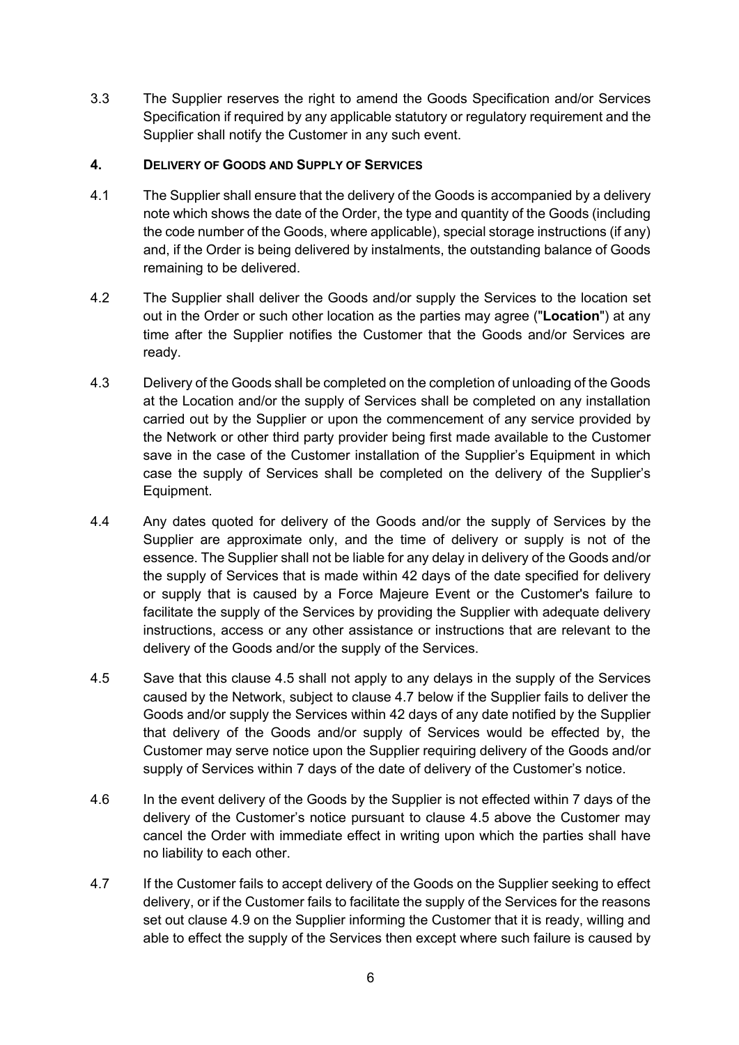3.3 The Supplier reserves the right to amend the Goods Specification and/or Services Specification if required by any applicable statutory or regulatory requirement and the Supplier shall notify the Customer in any such event.

## 4. DELIVERY OF GOODS AND SUPPLY OF SERVICES

4.1 The Supplier shall ensure that the delivery of the Goods is accompanied by a delivery note which shows the date of the Order, the type and quantity of the Goods (including the code number of the Goods, where applicable), special storage instructions (if any) and, if the Order is being delivered by instalments, the outstanding balance of Goods remaining to be delivered.

4.2 The Supplier shall deliver the Goods and/or supply the Services to the location set out in the Order or such other location as the parties may agree ("**Location**") at any time after the Supplier notifies the Customer that the Goods and/or Services are ready.

4.3 Delivery of the Goods shall be completed on the completion of unloading of the Goods at the Location and/or the supply of Services shall be completed on any installation carried out by the Supplier or upon the commencement of any service provided by the Network or other third party provider being first made available to the Customer save in the case of the Customer installation of the Supplier's Equipment in which case the supply of Services shall be completed on the delivery of the Supplier's Equipment.

4.4 Any dates quoted for delivery of the Goods and/or the supply of Services by the Supplier are approximate only, and the time of delivery or supply is not of the essence. The Supplier shall not be liable for any delay in delivery of the Goods and/or the supply of Services that is made within 42 days of the date specified for delivery or supply that is caused by a Force Majeure Event or the Customer's failure to facilitate the supply of the Services by providing the Supplier with adequate delivery instructions, access or any other assistance or instructions that are relevant to the delivery of the Goods and/or the supply of the Services.

4.5 Save that this clause 4.5 shall not apply to any delays in the supply of the Services caused by the Network, subject to clause 4.7 below if the Supplier fails to deliver the Goods and/or supply the Services within 42 days of any date notified by the Supplier that delivery of the Goods and/or supply of Services would be effected by, the Customer may serve notice upon the Supplier requiring delivery of the Goods and/or supply of Services within 7 days of the date of delivery of the Customer's notice.

4.6 In the event delivery of the Goods by the Supplier is not effected within 7 days of the delivery of the Customer's notice pursuant to clause 4.5 above the Customer may cancel the Order with immediate effect in writing upon which the parties shall have no liability to each other.

4.7 If the Customer fails to accept delivery of the Goods on the Supplier seeking to effect delivery, or if the Customer fails to facilitate the supply of the Services for the reasons set out clause 4.9 on the Supplier informing the Customer that it is ready, willing and able to effect the supply of the Services then except where such failure is caused by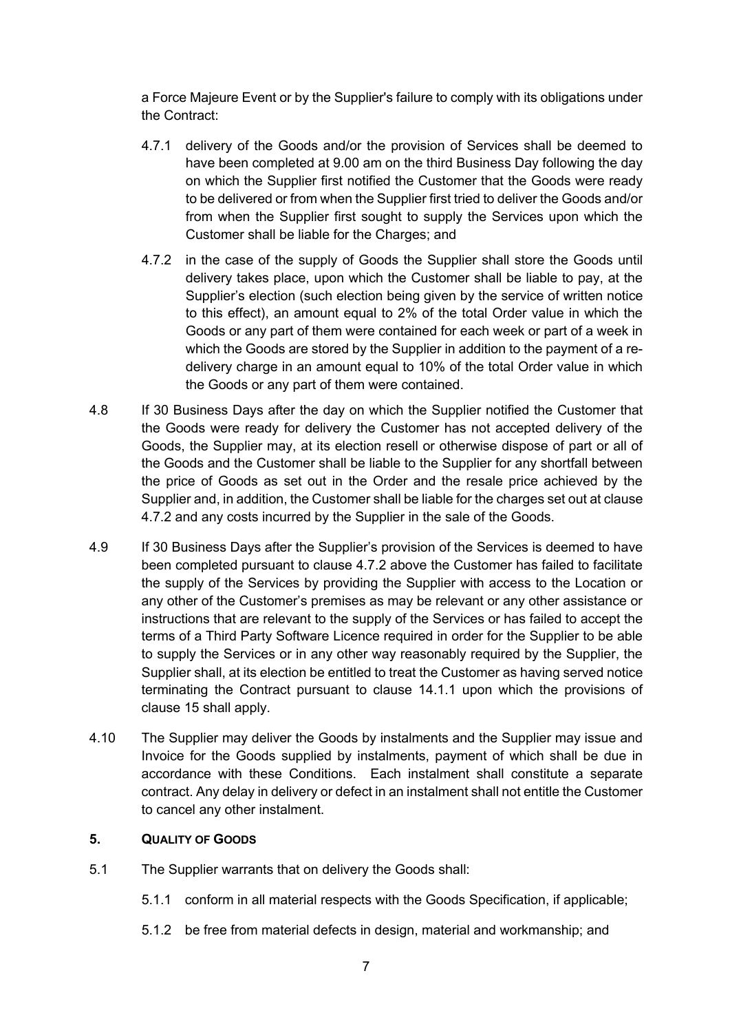a Force Majeure Event or by the Supplier's failure to comply with its obligations under the Contract:

4.7.1 delivery of the Goods and/or the provision of Services shall be deemed to have been completed at 9.00 am on the third Business Day following the day on which the Supplier first notified the Customer that the Goods were ready to be delivered or from when the Supplier first tried to deliver the Goods and/or from when the Supplier first sought to supply the Services upon which the Customer shall be liable for the Charges; and

4.7.2 in the case of the supply of Goods the Supplier shall store the Goods until delivery takes place, upon which the Customer shall be liable to pay, at the Supplier's election (such election being given by the service of written notice to this effect), an amount equal to 2% of the total Order value in which the Goods or any part of them were contained for each week or part of a week in which the Goods are stored by the Supplier in addition to the payment of a re-delivery charge in an amount equal to 10% of the total Order value in which the Goods or any part of them were contained.

4.8 If 30 Business Days after the day on which the Supplier notified the Customer that the Goods were ready for delivery the Customer has not accepted delivery of the Goods, the Supplier may, at its election resell or otherwise dispose of part or all of the Goods and the Customer shall be liable to the Supplier for any shortfall between the price of Goods as set out in the Order and the resale price achieved by the Supplier and, in addition, the Customer shall be liable for the charges set out at clause 4.7.2 and any costs incurred by the Supplier in the sale of the Goods.

4.9 If 30 Business Days after the Supplier's provision of the Services is deemed to have been completed pursuant to clause 4.7.2 above the Customer has failed to facilitate the supply of the Services by providing the Supplier with access to the Location or any other of the Customer's premises as may be relevant or any other assistance or instructions that are relevant to the supply of the Services or has failed to accept the terms of a Third Party Software Licence required in order for the Supplier to be able to supply the Services or in any other way reasonably required by the Supplier, the Supplier shall, at its election be entitled to treat the Customer as having served notice terminating the Contract pursuant to clause 14.1.1 upon which the provisions of clause 15 shall apply.

4.10 The Supplier may deliver the Goods by instalments and the Supplier may issue and Invoice for the Goods supplied by instalments, payment of which shall be due in accordance with these Conditions. Each instalment shall constitute a separate contract. Any delay in delivery or defect in an instalment shall not entitle the Customer to cancel any other instalment.

## 5. QUALITY OF GOODS

5.1 The Supplier warrants that on delivery the Goods shall:

5.1.1 conform in all material respects with the Goods Specification, if applicable;

5.1.2 be free from material defects in design, material and workmanship; and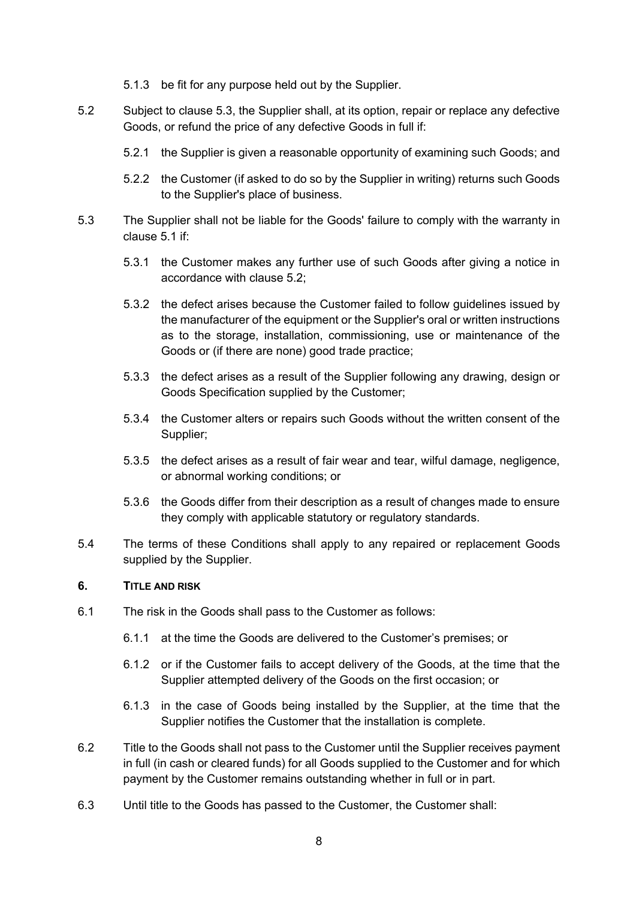5.1.3 be fit for any purpose held out by the Supplier.

5.2 Subject to clause 5.3, the Supplier shall, at its option, repair or replace any defective Goods, or refund the price of any defective Goods in full if:

5.2.1 the Supplier is given a reasonable opportunity of examining such Goods; and

5.2.2 the Customer (if asked to do so by the Supplier in writing) returns such Goods to the Supplier's place of business.

5.3 The Supplier shall not be liable for the Goods' failure to comply with the warranty in clause 5.1 if:

5.3.1 the Customer makes any further use of such Goods after giving a notice in accordance with clause 5.2;

5.3.2 the defect arises because the Customer failed to follow guidelines issued by the manufacturer of the equipment or the Supplier's oral or written instructions as to the storage, installation, commissioning, use or maintenance of the Goods or (if there are none) good trade practice;

5.3.3 the defect arises as a result of the Supplier following any drawing, design or Goods Specification supplied by the Customer;

5.3.4 the Customer alters or repairs such Goods without the written consent of the Supplier;

5.3.5 the defect arises as a result of fair wear and tear, wilful damage, negligence, or abnormal working conditions; or

5.3.6 the Goods differ from their description as a result of changes made to ensure they comply with applicable statutory or regulatory standards.

5.4 The terms of these Conditions shall apply to any repaired or replacement Goods supplied by the Supplier.

## 6. TITLE AND RISK

6.1 The risk in the Goods shall pass to the Customer as follows:

6.1.1 at the time the Goods are delivered to the Customer's premises; or

6.1.2 or if the Customer fails to accept delivery of the Goods, at the time that the Supplier attempted delivery of the Goods on the first occasion; or

6.1.3 in the case of Goods being installed by the Supplier, at the time that the Supplier notifies the Customer that the installation is complete.

6.2 Title to the Goods shall not pass to the Customer until the Supplier receives payment in full (in cash or cleared funds) for all Goods supplied to the Customer and for which payment by the Customer remains outstanding whether in full or in part.

6.3 Until title to the Goods has passed to the Customer, the Customer shall: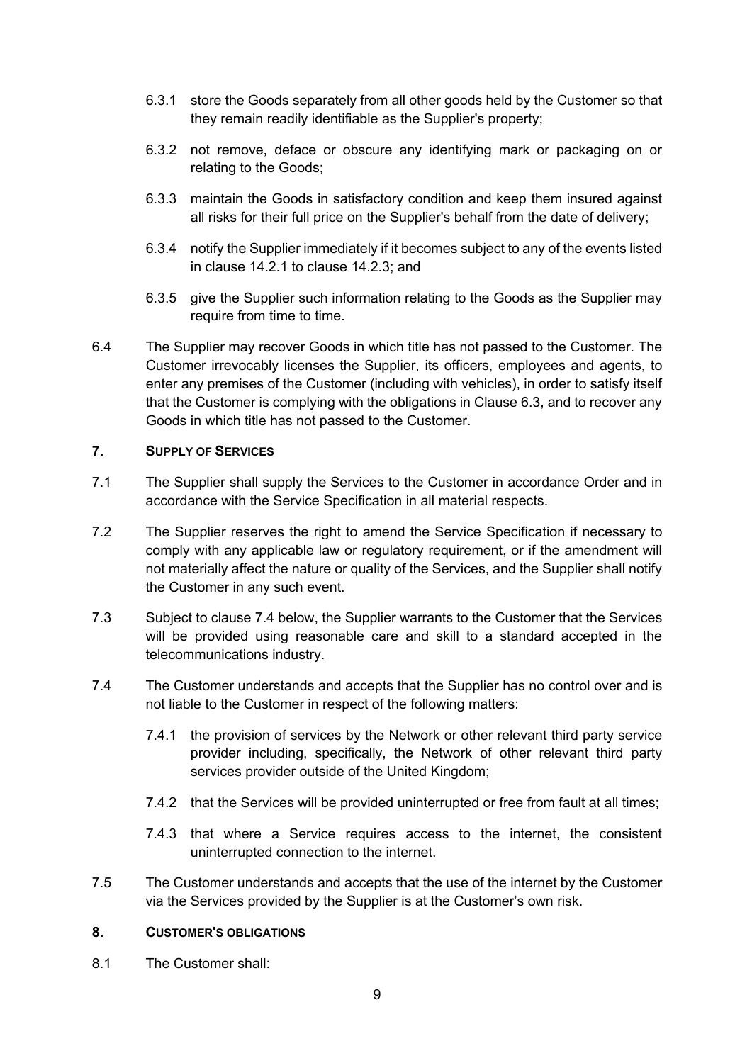6.3.1 store the Goods separately from all other goods held by the Customer so that they remain readily identifiable as the Supplier's property;

6.3.2 not remove, deface or obscure any identifying mark or packaging on or relating to the Goods;

6.3.3 maintain the Goods in satisfactory condition and keep them insured against all risks for their full price on the Supplier's behalf from the date of delivery;

6.3.4 notify the Supplier immediately if it becomes subject to any of the events listed in clause 14.2.1 to clause 14.2.3; and

6.3.5 give the Supplier such information relating to the Goods as the Supplier may require from time to time.

6.4 The Supplier may recover Goods in which title has not passed to the Customer. The Customer irrevocably licenses the Supplier, its officers, employees and agents, to enter any premises of the Customer (including with vehicles), in order to satisfy itself that the Customer is complying with the obligations in Clause 6.3, and to recover any Goods in which title has not passed to the Customer.

## 7. SUPPLY OF SERVICES

7.1 The Supplier shall supply the Services to the Customer in accordance Order and in accordance with the Service Specification in all material respects.

7.2 The Supplier reserves the right to amend the Service Specification if necessary to comply with any applicable law or regulatory requirement, or if the amendment will not materially affect the nature or quality of the Services, and the Supplier shall notify the Customer in any such event.

7.3 Subject to clause 7.4 below, the Supplier warrants to the Customer that the Services will be provided using reasonable care and skill to a standard accepted in the telecommunications industry.

7.4 The Customer understands and accepts that the Supplier has no control over and is not liable to the Customer in respect of the following matters:

7.4.1 the provision of services by the Network or other relevant third party service provider including, specifically, the Network of other relevant third party services provider outside of the United Kingdom;

7.4.2 that the Services will be provided uninterrupted or free from fault at all times;

7.4.3 that where a Service requires access to the internet, the consistent uninterrupted connection to the internet.

7.5 The Customer understands and accepts that the use of the internet by the Customer via the Services provided by the Supplier is at the Customer's own risk.

## 8. CUSTOMER'S OBLIGATIONS

8.1 The Customer shall: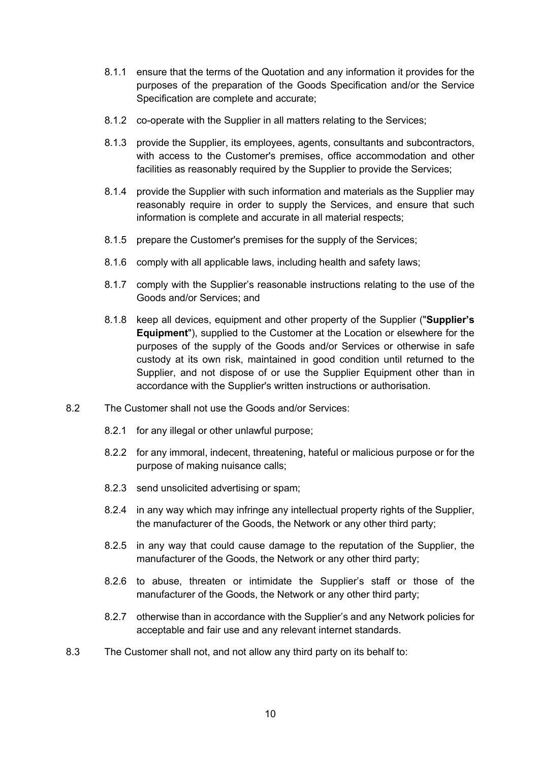8.1.1 ensure that the terms of the Quotation and any information it provides for the purposes of the preparation of the Goods Specification and/or the Service Specification are complete and accurate;

8.1.2 co-operate with the Supplier in all matters relating to the Services;

8.1.3 provide the Supplier, its employees, agents, consultants and subcontractors, with access to the Customer's premises, office accommodation and other facilities as reasonably required by the Supplier to provide the Services;

8.1.4 provide the Supplier with such information and materials as the Supplier may reasonably require in order to supply the Services, and ensure that such information is complete and accurate in all material respects;

8.1.5 prepare the Customer's premises for the supply of the Services;

8.1.6 comply with all applicable laws, including health and safety laws;

8.1.7 comply with the Supplier's reasonable instructions relating to the use of the Goods and/or Services; and

8.1.8 keep all devices, equipment and other property of the Supplier ("**Supplier's Equipment**"), supplied to the Customer at the Location or elsewhere for the purposes of the supply of the Goods and/or Services or otherwise in safe custody at its own risk, maintained in good condition until returned to the Supplier, and not dispose of or use the Supplier Equipment other than in accordance with the Supplier's written instructions or authorisation.

8.2 The Customer shall not use the Goods and/or Services:

8.2.1 for any illegal or other unlawful purpose;

8.2.2 for any immoral, indecent, threatening, hateful or malicious purpose or for the purpose of making nuisance calls;

8.2.3 send unsolicited advertising or spam;

8.2.4 in any way which may infringe any intellectual property rights of the Supplier, the manufacturer of the Goods, the Network or any other third party;

8.2.5 in any way that could cause damage to the reputation of the Supplier, the manufacturer of the Goods, the Network or any other third party;

8.2.6 to abuse, threaten or intimidate the Supplier's staff or those of the manufacturer of the Goods, the Network or any other third party;

8.2.7 otherwise than in accordance with the Supplier's and any Network policies for acceptable and fair use and any relevant internet standards.

8.3 The Customer shall not, and not allow any third party on its behalf to: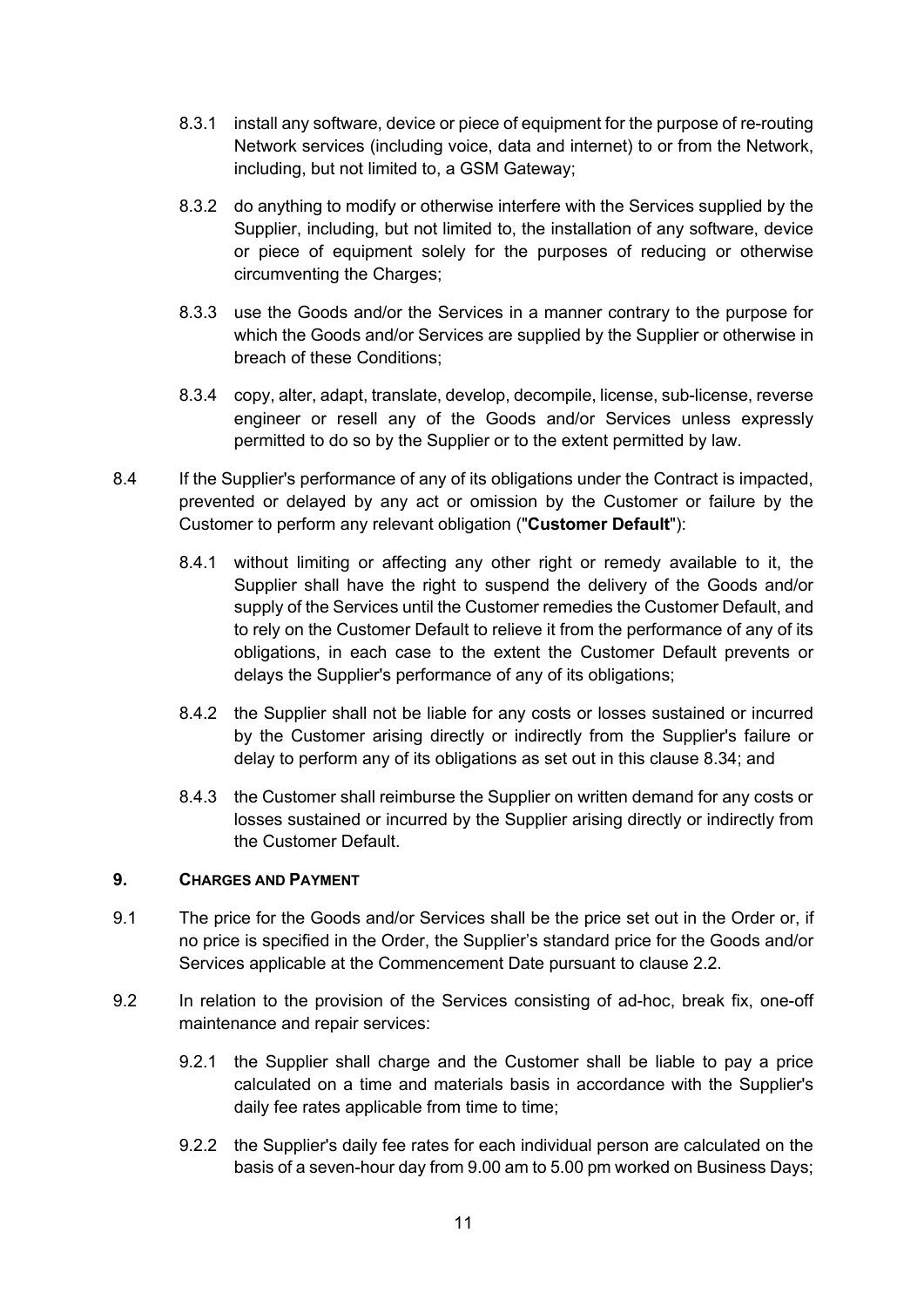8.3.1 install any software, device or piece of equipment for the purpose of re-routing Network services (including voice, data and internet) to or from the Network, including, but not limited to, a GSM Gateway;

8.3.2 do anything to modify or otherwise interfere with the Services supplied by the Supplier, including, but not limited to, the installation of any software, device or piece of equipment solely for the purposes of reducing or otherwise circumventing the Charges;

8.3.3 use the Goods and/or the Services in a manner contrary to the purpose for which the Goods and/or Services are supplied by the Supplier or otherwise in breach of these Conditions;

8.3.4 copy, alter, adapt, translate, develop, decompile, license, sub-license, reverse engineer or resell any of the Goods and/or Services unless expressly permitted to do so by the Supplier or to the extent permitted by law.

8.4 If the Supplier's performance of any of its obligations under the Contract is impacted, prevented or delayed by any act or omission by the Customer or failure by the Customer to perform any relevant obligation ("**Customer Default**"):

8.4.1 without limiting or affecting any other right or remedy available to it, the Supplier shall have the right to suspend the delivery of the Goods and/or supply of the Services until the Customer remedies the Customer Default, and to rely on the Customer Default to relieve it from the performance of any of its obligations, in each case to the extent the Customer Default prevents or delays the Supplier's performance of any of its obligations;

8.4.2 the Supplier shall not be liable for any costs or losses sustained or incurred by the Customer arising directly or indirectly from the Supplier's failure or delay to perform any of its obligations as set out in this clause 8.34; and

8.4.3 the Customer shall reimburse the Supplier on written demand for any costs or losses sustained or incurred by the Supplier arising directly or indirectly from the Customer Default.

## 9. CHARGES AND PAYMENT

9.1 The price for the Goods and/or Services shall be the price set out in the Order or, if no price is specified in the Order, the Supplier's standard price for the Goods and/or Services applicable at the Commencement Date pursuant to clause 2.2.

9.2 In relation to the provision of the Services consisting of ad-hoc, break fix, one-off maintenance and repair services:

9.2.1 the Supplier shall charge and the Customer shall be liable to pay a price calculated on a time and materials basis in accordance with the Supplier's daily fee rates applicable from time to time;

9.2.2 the Supplier's daily fee rates for each individual person are calculated on the basis of a seven-hour day from 9.00 am to 5.00 pm worked on Business Days;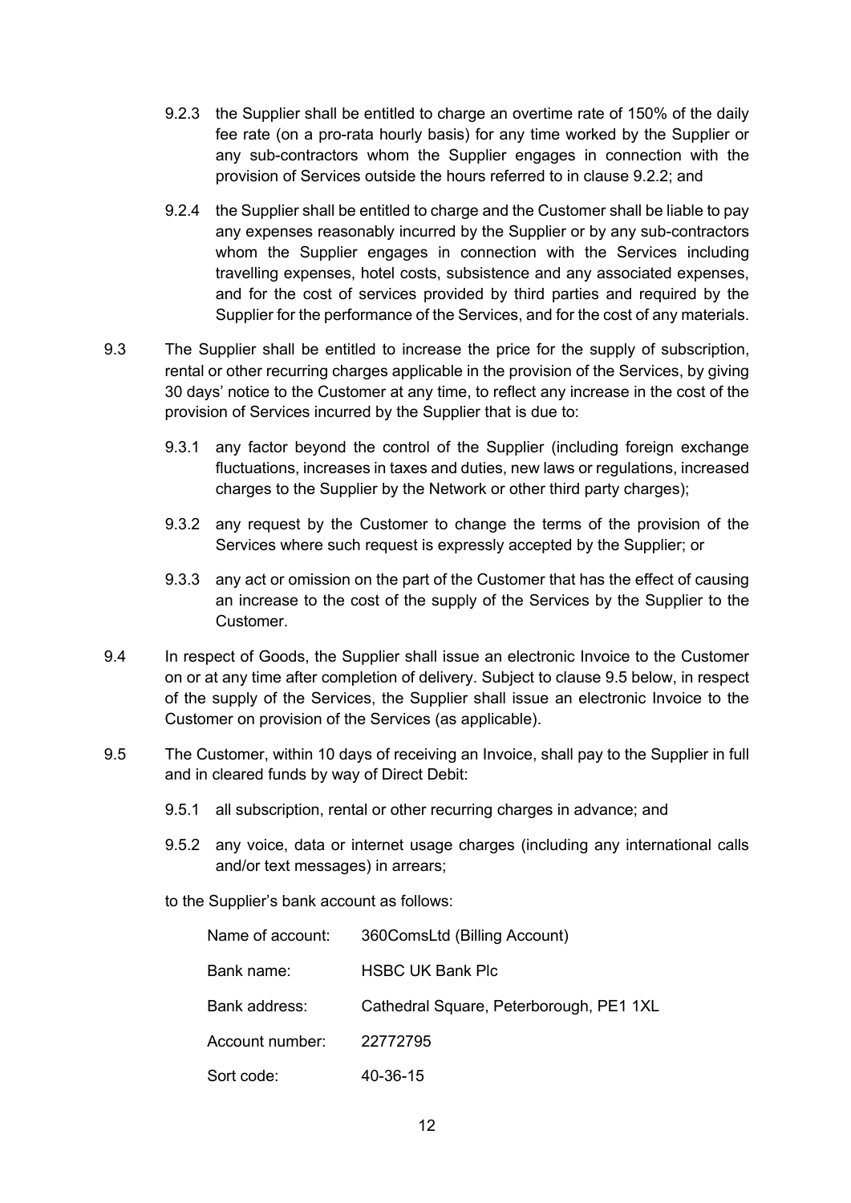9.2.3 the Supplier shall be entitled to charge an overtime rate of 150% of the daily fee rate (on a pro-rata hourly basis) for any time worked by the Supplier or any sub-contractors whom the Supplier engages in connection with the provision of Services outside the hours referred to in clause 9.2.2; and

9.2.4 the Supplier shall be entitled to charge and the Customer shall be liable to pay any expenses reasonably incurred by the Supplier or by any sub-contractors whom the Supplier engages in connection with the Services including travelling expenses, hotel costs, subsistence and any associated expenses, and for the cost of services provided by third parties and required by the Supplier for the performance of the Services, and for the cost of any materials.

9.3 The Supplier shall be entitled to increase the price for the supply of subscription, rental or other recurring charges applicable in the provision of the Services, by giving 30 days' notice to the Customer at any time, to reflect any increase in the cost of the provision of Services incurred by the Supplier that is due to:

9.3.1 any factor beyond the control of the Supplier (including foreign exchange fluctuations, increases in taxes and duties, new laws or regulations, increased charges to the Supplier by the Network or other third party charges);

9.3.2 any request by the Customer to change the terms of the provision of the Services where such request is expressly accepted by the Supplier; or

9.3.3 any act or omission on the part of the Customer that has the effect of causing an increase to the cost of the supply of the Services by the Supplier to the Customer.

9.4 In respect of Goods, the Supplier shall issue an electronic Invoice to the Customer on or at any time after completion of delivery. Subject to clause 9.5 below, in respect of the supply of the Services, the Supplier shall issue an electronic Invoice to the Customer on provision of the Services (as applicable).

9.5 The Customer, within 10 days of receiving an Invoice, shall pay to the Supplier in full and in cleared funds by way of Direct Debit:

9.5.1 all subscription, rental or other recurring charges in advance; and

9.5.2 any voice, data or internet usage charges (including any international calls and/or text messages) in arrears;

to the Supplier's bank account as follows:

| | |
|---|---|
| Name of account: | 360ComsLtd (Billing Account) |
| Bank name: | HSBC UK Bank Plc |
| Bank address: | Cathedral Square, Peterborough, PE1 1XL |
| Account number: | 22772795 |
| Sort code: | 40-36-15 |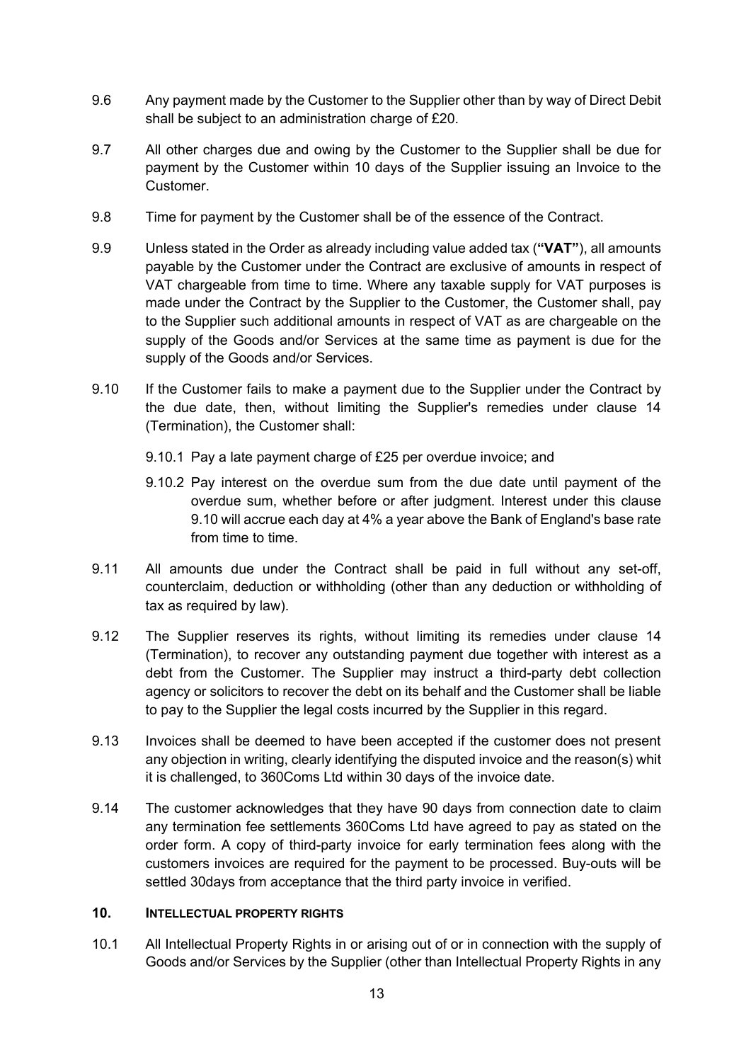9.6 Any payment made by the Customer to the Supplier other than by way of Direct Debit shall be subject to an administration charge of £20.

9.7 All other charges due and owing by the Customer to the Supplier shall be due for payment by the Customer within 10 days of the Supplier issuing an Invoice to the Customer.

9.8 Time for payment by the Customer shall be of the essence of the Contract.

9.9 Unless stated in the Order as already including value added tax (**"VAT"**), all amounts payable by the Customer under the Contract are exclusive of amounts in respect of VAT chargeable from time to time. Where any taxable supply for VAT purposes is made under the Contract by the Supplier to the Customer, the Customer shall, pay to the Supplier such additional amounts in respect of VAT as are chargeable on the supply of the Goods and/or Services at the same time as payment is due for the supply of the Goods and/or Services.

9.10 If the Customer fails to make a payment due to the Supplier under the Contract by the due date, then, without limiting the Supplier's remedies under clause 14 (Termination), the Customer shall:

9.10.1 Pay a late payment charge of £25 per overdue invoice; and

9.10.2 Pay interest on the overdue sum from the due date until payment of the overdue sum, whether before or after judgment. Interest under this clause 9.10 will accrue each day at 4% a year above the Bank of England's base rate from time to time.

9.11 All amounts due under the Contract shall be paid in full without any set-off, counterclaim, deduction or withholding (other than any deduction or withholding of tax as required by law).

9.12 The Supplier reserves its rights, without limiting its remedies under clause 14 (Termination), to recover any outstanding payment due together with interest as a debt from the Customer. The Supplier may instruct a third-party debt collection agency or solicitors to recover the debt on its behalf and the Customer shall be liable to pay to the Supplier the legal costs incurred by the Supplier in this regard.

9.13 Invoices shall be deemed to have been accepted if the customer does not present any objection in writing, clearly identifying the disputed invoice and the reason(s) whit it is challenged, to 360Coms Ltd within 30 days of the invoice date.

9.14 The customer acknowledges that they have 90 days from connection date to claim any termination fee settlements 360Coms Ltd have agreed to pay as stated on the order form. A copy of third-party invoice for early termination fees along with the customers invoices are required for the payment to be processed. Buy-outs will be settled 30days from acceptance that the third party invoice in verified.

## 10. INTELLECTUAL PROPERTY RIGHTS

10.1 All Intellectual Property Rights in or arising out of or in connection with the supply of Goods and/or Services by the Supplier (other than Intellectual Property Rights in any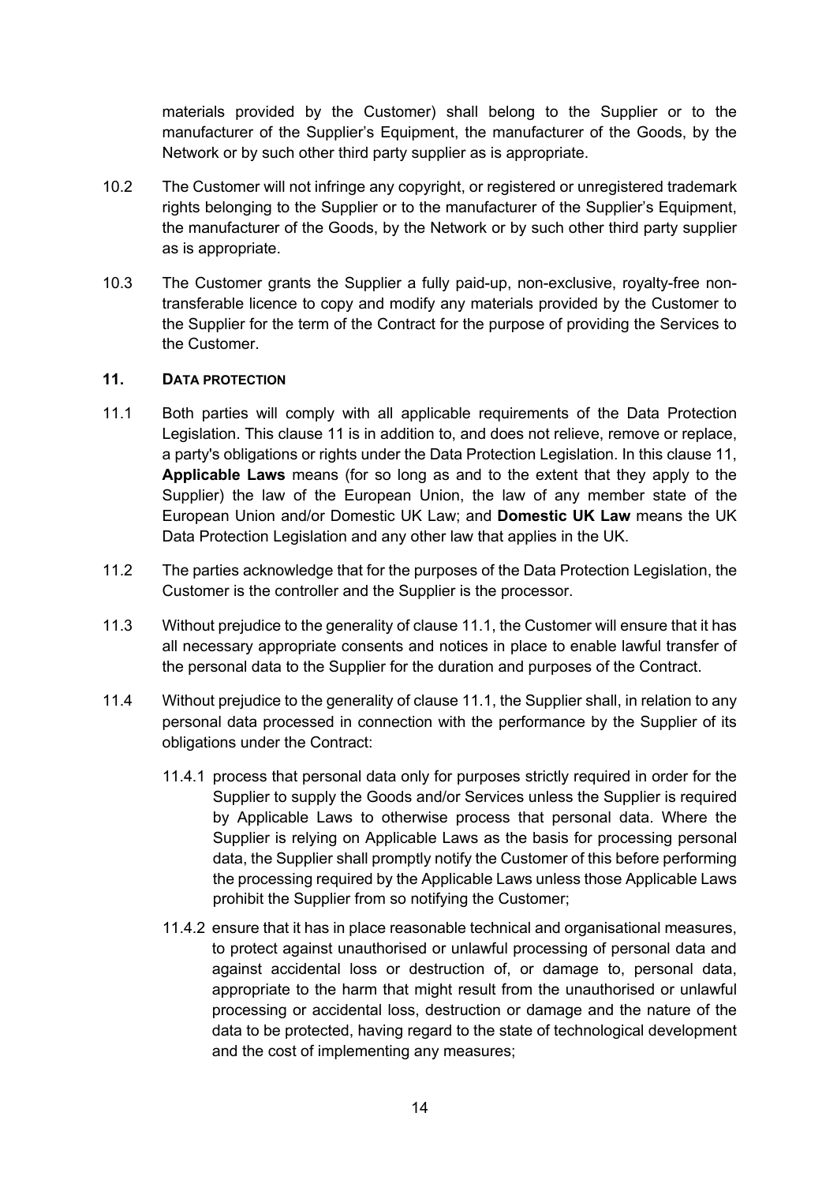materials provided by the Customer) shall belong to the Supplier or to the manufacturer of the Supplier's Equipment, the manufacturer of the Goods, by the Network or by such other third party supplier as is appropriate.

10.2 The Customer will not infringe any copyright, or registered or unregistered trademark rights belonging to the Supplier or to the manufacturer of the Supplier's Equipment, the manufacturer of the Goods, by the Network or by such other third party supplier as is appropriate.

10.3 The Customer grants the Supplier a fully paid-up, non-exclusive, royalty-free non-transferable licence to copy and modify any materials provided by the Customer to the Supplier for the term of the Contract for the purpose of providing the Services to the Customer.

## 11. DATA PROTECTION

11.1 Both parties will comply with all applicable requirements of the Data Protection Legislation. This clause 11 is in addition to, and does not relieve, remove or replace, a party's obligations or rights under the Data Protection Legislation. In this clause 11, **Applicable Laws** means (for so long as and to the extent that they apply to the Supplier) the law of the European Union, the law of any member state of the European Union and/or Domestic UK Law; and **Domestic UK Law** means the UK Data Protection Legislation and any other law that applies in the UK.

11.2 The parties acknowledge that for the purposes of the Data Protection Legislation, the Customer is the controller and the Supplier is the processor.

11.3 Without prejudice to the generality of clause 11.1, the Customer will ensure that it has all necessary appropriate consents and notices in place to enable lawful transfer of the personal data to the Supplier for the duration and purposes of the Contract.

11.4 Without prejudice to the generality of clause 11.1, the Supplier shall, in relation to any personal data processed in connection with the performance by the Supplier of its obligations under the Contract:

11.4.1 process that personal data only for purposes strictly required in order for the Supplier to supply the Goods and/or Services unless the Supplier is required by Applicable Laws to otherwise process that personal data. Where the Supplier is relying on Applicable Laws as the basis for processing personal data, the Supplier shall promptly notify the Customer of this before performing the processing required by the Applicable Laws unless those Applicable Laws prohibit the Supplier from so notifying the Customer;

11.4.2 ensure that it has in place reasonable technical and organisational measures, to protect against unauthorised or unlawful processing of personal data and against accidental loss or destruction of, or damage to, personal data, appropriate to the harm that might result from the unauthorised or unlawful processing or accidental loss, destruction or damage and the nature of the data to be protected, having regard to the state of technological development and the cost of implementing any measures;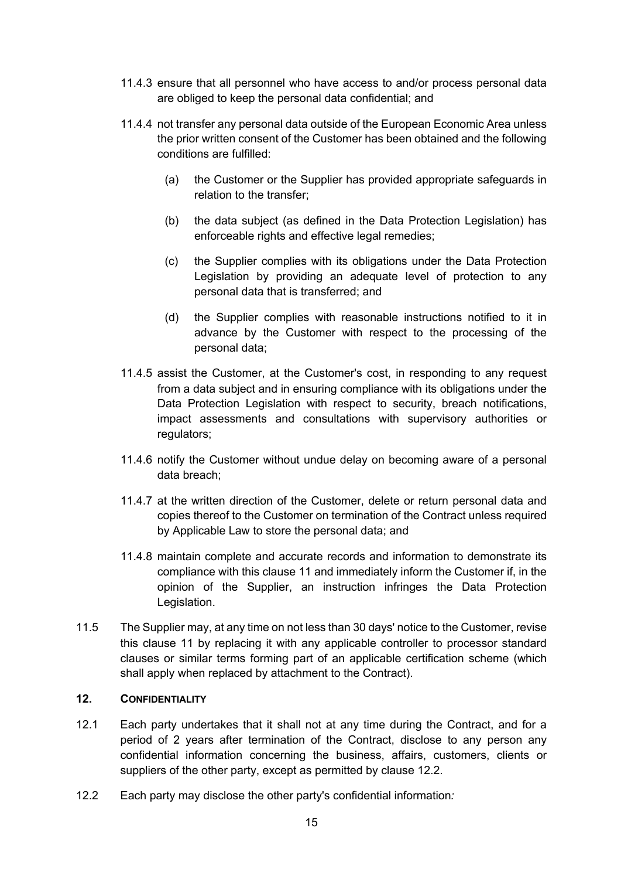11.4.3 ensure that all personnel who have access to and/or process personal data are obliged to keep the personal data confidential; and

11.4.4 not transfer any personal data outside of the European Economic Area unless the prior written consent of the Customer has been obtained and the following conditions are fulfilled:

(a) the Customer or the Supplier has provided appropriate safeguards in relation to the transfer;

(b) the data subject (as defined in the Data Protection Legislation) has enforceable rights and effective legal remedies;

(c) the Supplier complies with its obligations under the Data Protection Legislation by providing an adequate level of protection to any personal data that is transferred; and

(d) the Supplier complies with reasonable instructions notified to it in advance by the Customer with respect to the processing of the personal data;

11.4.5 assist the Customer, at the Customer's cost, in responding to any request from a data subject and in ensuring compliance with its obligations under the Data Protection Legislation with respect to security, breach notifications, impact assessments and consultations with supervisory authorities or regulators;

11.4.6 notify the Customer without undue delay on becoming aware of a personal data breach;

11.4.7 at the written direction of the Customer, delete or return personal data and copies thereof to the Customer on termination of the Contract unless required by Applicable Law to store the personal data; and

11.4.8 maintain complete and accurate records and information to demonstrate its compliance with this clause 11 and immediately inform the Customer if, in the opinion of the Supplier, an instruction infringes the Data Protection Legislation.

11.5 The Supplier may, at any time on not less than 30 days' notice to the Customer, revise this clause 11 by replacing it with any applicable controller to processor standard clauses or similar terms forming part of an applicable certification scheme (which shall apply when replaced by attachment to the Contract).

## 12. CONFIDENTIALITY

12.1 Each party undertakes that it shall not at any time during the Contract, and for a period of 2 years after termination of the Contract, disclose to any person any confidential information concerning the business, affairs, customers, clients or suppliers of the other party, except as permitted by clause 12.2.

12.2 Each party may disclose the other party's confidential information*:*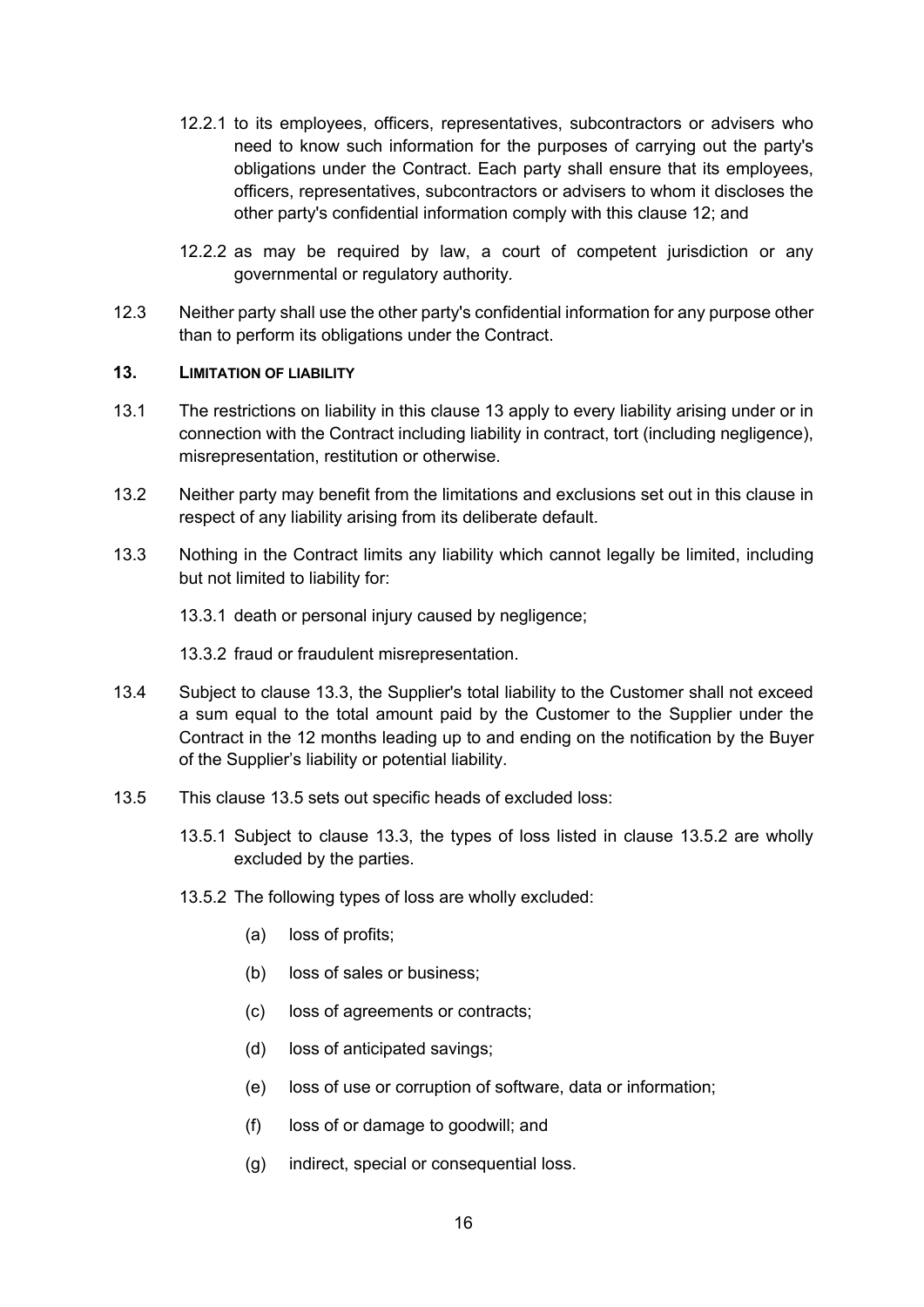12.2.1 to its employees, officers, representatives, subcontractors or advisers who need to know such information for the purposes of carrying out the party's obligations under the Contract. Each party shall ensure that its employees, officers, representatives, subcontractors or advisers to whom it discloses the other party's confidential information comply with this clause 12; and

12.2.2 as may be required by law, a court of competent jurisdiction or any governmental or regulatory authority.

12.3 Neither party shall use the other party's confidential information for any purpose other than to perform its obligations under the Contract.

## 13. LIMITATION OF LIABILITY

13.1 The restrictions on liability in this clause 13 apply to every liability arising under or in connection with the Contract including liability in contract, tort (including negligence), misrepresentation, restitution or otherwise.

13.2 Neither party may benefit from the limitations and exclusions set out in this clause in respect of any liability arising from its deliberate default.

13.3 Nothing in the Contract limits any liability which cannot legally be limited, including but not limited to liability for:

13.3.1 death or personal injury caused by negligence;

13.3.2 fraud or fraudulent misrepresentation.

13.4 Subject to clause 13.3, the Supplier's total liability to the Customer shall not exceed a sum equal to the total amount paid by the Customer to the Supplier under the Contract in the 12 months leading up to and ending on the notification by the Buyer of the Supplier's liability or potential liability.

13.5 This clause 13.5 sets out specific heads of excluded loss:

13.5.1 Subject to clause 13.3, the types of loss listed in clause 13.5.2 are wholly excluded by the parties.

13.5.2 The following types of loss are wholly excluded:

(a) loss of profits;

(b) loss of sales or business;

(c) loss of agreements or contracts;

(d) loss of anticipated savings;

(e) loss of use or corruption of software, data or information;

(f) loss of or damage to goodwill; and

(g) indirect, special or consequential loss.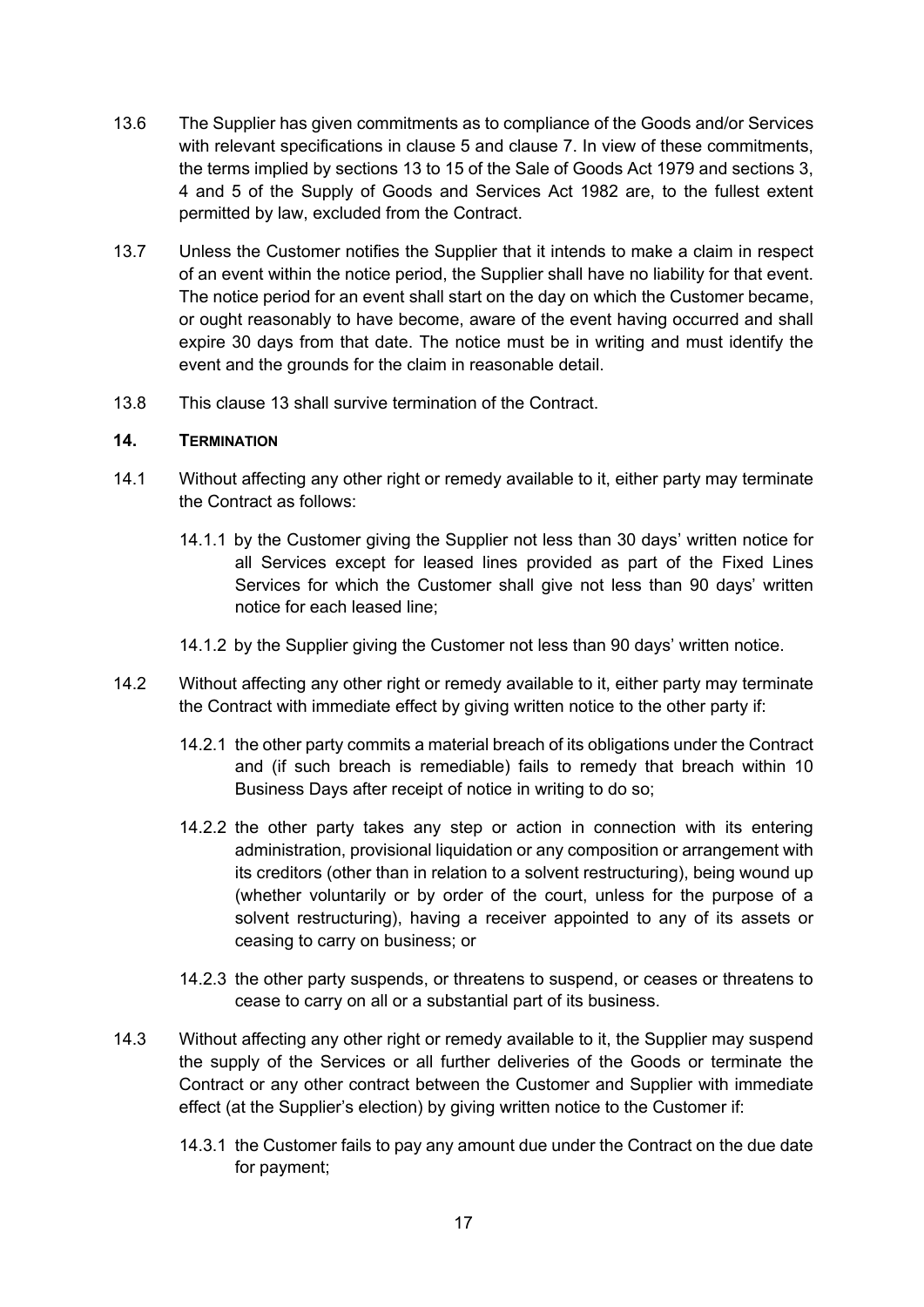13.6 The Supplier has given commitments as to compliance of the Goods and/or Services with relevant specifications in clause 5 and clause 7. In view of these commitments, the terms implied by sections 13 to 15 of the Sale of Goods Act 1979 and sections 3, 4 and 5 of the Supply of Goods and Services Act 1982 are, to the fullest extent permitted by law, excluded from the Contract.

13.7 Unless the Customer notifies the Supplier that it intends to make a claim in respect of an event within the notice period, the Supplier shall have no liability for that event. The notice period for an event shall start on the day on which the Customer became, or ought reasonably to have become, aware of the event having occurred and shall expire 30 days from that date. The notice must be in writing and must identify the event and the grounds for the claim in reasonable detail.

13.8 This clause 13 shall survive termination of the Contract.

## 14. TERMINATION

14.1 Without affecting any other right or remedy available to it, either party may terminate the Contract as follows:

14.1.1 by the Customer giving the Supplier not less than 30 days' written notice for all Services except for leased lines provided as part of the Fixed Lines Services for which the Customer shall give not less than 90 days' written notice for each leased line;

14.1.2 by the Supplier giving the Customer not less than 90 days' written notice.

14.2 Without affecting any other right or remedy available to it, either party may terminate the Contract with immediate effect by giving written notice to the other party if:

14.2.1 the other party commits a material breach of its obligations under the Contract and (if such breach is remediable) fails to remedy that breach within 10 Business Days after receipt of notice in writing to do so;

14.2.2 the other party takes any step or action in connection with its entering administration, provisional liquidation or any composition or arrangement with its creditors (other than in relation to a solvent restructuring), being wound up (whether voluntarily or by order of the court, unless for the purpose of a solvent restructuring), having a receiver appointed to any of its assets or ceasing to carry on business; or

14.2.3 the other party suspends, or threatens to suspend, or ceases or threatens to cease to carry on all or a substantial part of its business.

14.3 Without affecting any other right or remedy available to it, the Supplier may suspend the supply of the Services or all further deliveries of the Goods or terminate the Contract or any other contract between the Customer and Supplier with immediate effect (at the Supplier's election) by giving written notice to the Customer if:

14.3.1 the Customer fails to pay any amount due under the Contract on the due date for payment;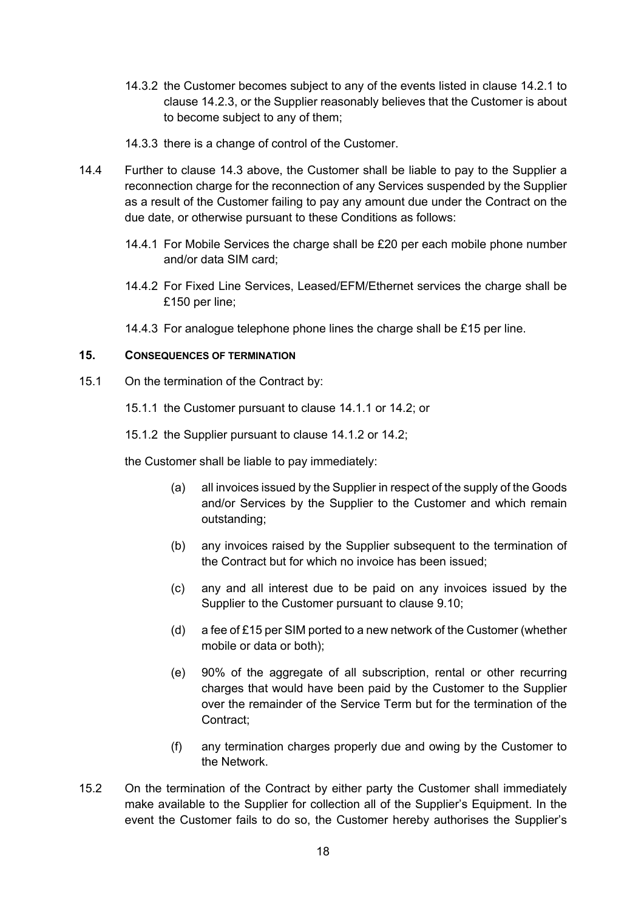14.3.2 the Customer becomes subject to any of the events listed in clause 14.2.1 to clause 14.2.3, or the Supplier reasonably believes that the Customer is about to become subject to any of them;

14.3.3 there is a change of control of the Customer.

14.4 Further to clause 14.3 above, the Customer shall be liable to pay to the Supplier a reconnection charge for the reconnection of any Services suspended by the Supplier as a result of the Customer failing to pay any amount due under the Contract on the due date, or otherwise pursuant to these Conditions as follows:

14.4.1 For Mobile Services the charge shall be £20 per each mobile phone number and/or data SIM card;

14.4.2 For Fixed Line Services, Leased/EFM/Ethernet services the charge shall be £150 per line;

14.4.3 For analogue telephone phone lines the charge shall be £15 per line.

## 15. CONSEQUENCES OF TERMINATION

15.1 On the termination of the Contract by:

15.1.1 the Customer pursuant to clause 14.1.1 or 14.2; or

15.1.2 the Supplier pursuant to clause 14.1.2 or 14.2;

the Customer shall be liable to pay immediately:

(a) all invoices issued by the Supplier in respect of the supply of the Goods and/or Services by the Supplier to the Customer and which remain outstanding;

(b) any invoices raised by the Supplier subsequent to the termination of the Contract but for which no invoice has been issued;

(c) any and all interest due to be paid on any invoices issued by the Supplier to the Customer pursuant to clause 9.10;

(d) a fee of £15 per SIM ported to a new network of the Customer (whether mobile or data or both);

(e) 90% of the aggregate of all subscription, rental or other recurring charges that would have been paid by the Customer to the Supplier over the remainder of the Service Term but for the termination of the Contract;

(f) any termination charges properly due and owing by the Customer to the Network.

15.2 On the termination of the Contract by either party the Customer shall immediately make available to the Supplier for collection all of the Supplier's Equipment. In the event the Customer fails to do so, the Customer hereby authorises the Supplier's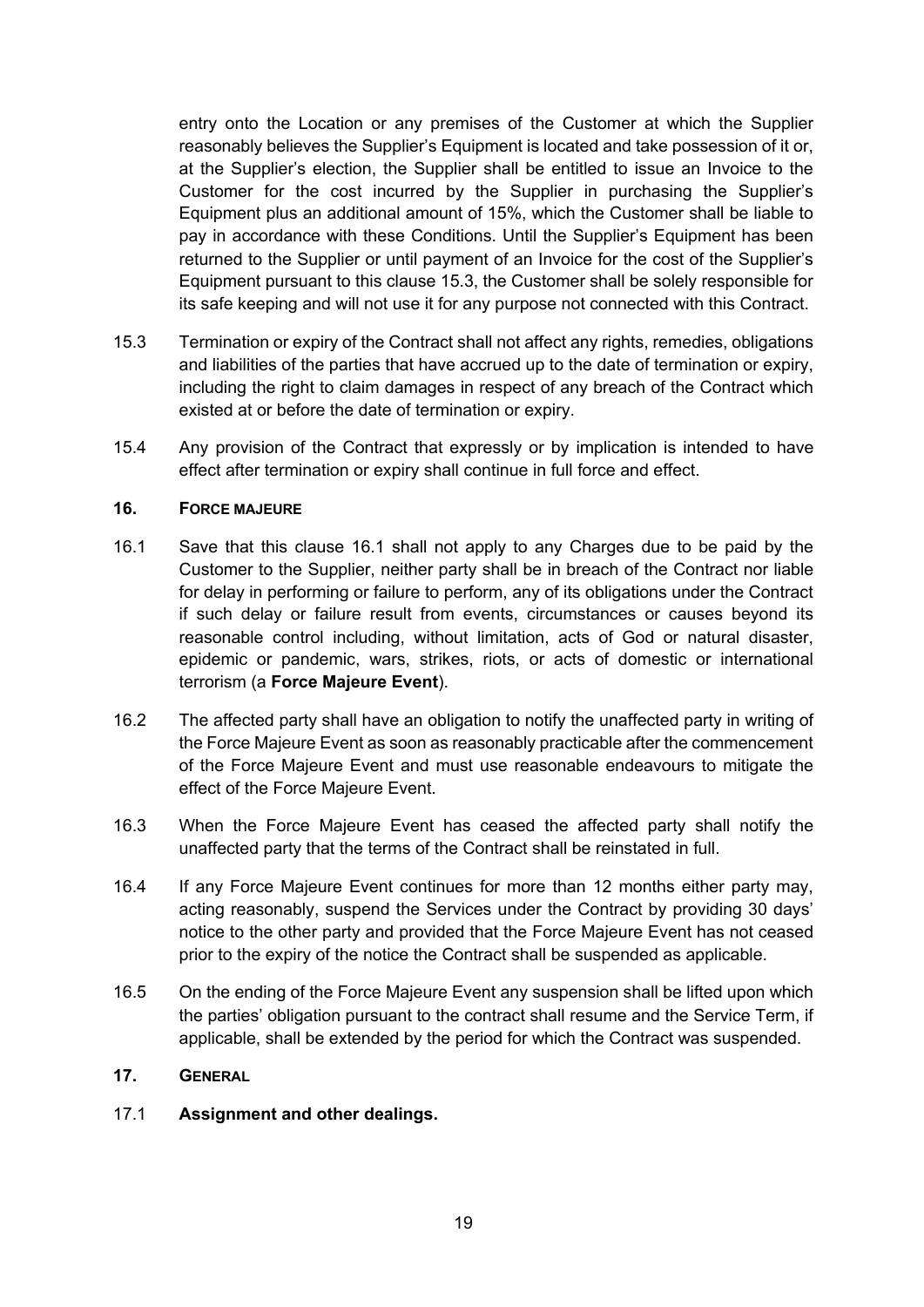entry onto the Location or any premises of the Customer at which the Supplier reasonably believes the Supplier's Equipment is located and take possession of it or, at the Supplier's election, the Supplier shall be entitled to issue an Invoice to the Customer for the cost incurred by the Supplier in purchasing the Supplier's Equipment plus an additional amount of 15%, which the Customer shall be liable to pay in accordance with these Conditions. Until the Supplier's Equipment has been returned to the Supplier or until payment of an Invoice for the cost of the Supplier's Equipment pursuant to this clause 15.3, the Customer shall be solely responsible for its safe keeping and will not use it for any purpose not connected with this Contract.

15.3 Termination or expiry of the Contract shall not affect any rights, remedies, obligations and liabilities of the parties that have accrued up to the date of termination or expiry, including the right to claim damages in respect of any breach of the Contract which existed at or before the date of termination or expiry.

15.4 Any provision of the Contract that expressly or by implication is intended to have effect after termination or expiry shall continue in full force and effect.

## 16. FORCE MAJEURE

16.1 Save that this clause 16.1 shall not apply to any Charges due to be paid by the Customer to the Supplier, neither party shall be in breach of the Contract nor liable for delay in performing or failure to perform, any of its obligations under the Contract if such delay or failure result from events, circumstances or causes beyond its reasonable control including, without limitation, acts of God or natural disaster, epidemic or pandemic, wars, strikes, riots, or acts of domestic or international terrorism (a **Force Majeure Event**).

16.2 The affected party shall have an obligation to notify the unaffected party in writing of the Force Majeure Event as soon as reasonably practicable after the commencement of the Force Majeure Event and must use reasonable endeavours to mitigate the effect of the Force Majeure Event.

16.3 When the Force Majeure Event has ceased the affected party shall notify the unaffected party that the terms of the Contract shall be reinstated in full.

16.4 If any Force Majeure Event continues for more than 12 months either party may, acting reasonably, suspend the Services under the Contract by providing 30 days' notice to the other party and provided that the Force Majeure Event has not ceased prior to the expiry of the notice the Contract shall be suspended as applicable.

16.5 On the ending of the Force Majeure Event any suspension shall be lifted upon which the parties' obligation pursuant to the contract shall resume and the Service Term, if applicable, shall be extended by the period for which the Contract was suspended.

## 17. GENERAL

17.1 **Assignment and other dealings.**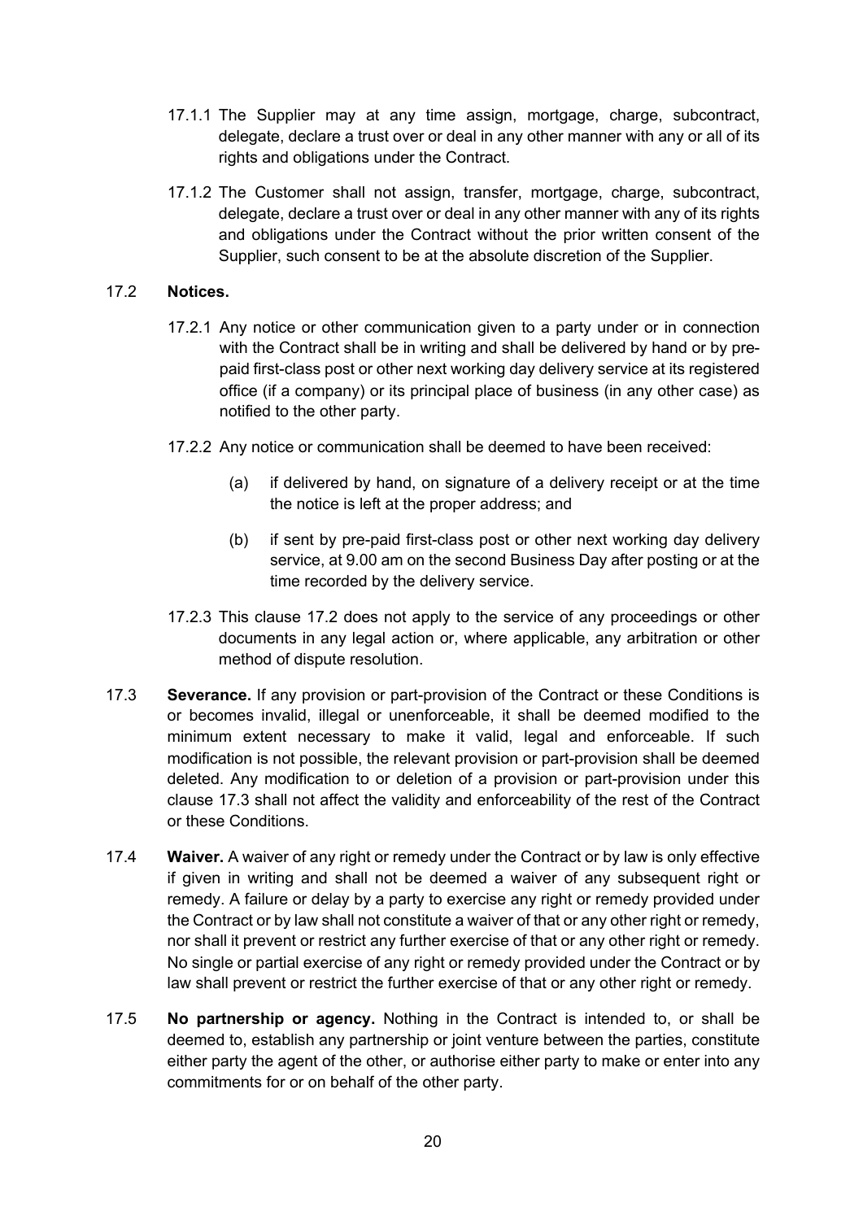17.1.1 The Supplier may at any time assign, mortgage, charge, subcontract, delegate, declare a trust over or deal in any other manner with any or all of its rights and obligations under the Contract.

17.1.2 The Customer shall not assign, transfer, mortgage, charge, subcontract, delegate, declare a trust over or deal in any other manner with any of its rights and obligations under the Contract without the prior written consent of the Supplier, such consent to be at the absolute discretion of the Supplier.

17.2 **Notices.**

17.2.1 Any notice or other communication given to a party under or in connection with the Contract shall be in writing and shall be delivered by hand or by pre-paid first-class post or other next working day delivery service at its registered office (if a company) or its principal place of business (in any other case) as notified to the other party.

17.2.2 Any notice or communication shall be deemed to have been received:

(a) if delivered by hand, on signature of a delivery receipt or at the time the notice is left at the proper address; and

(b) if sent by pre-paid first-class post or other next working day delivery service, at 9.00 am on the second Business Day after posting or at the time recorded by the delivery service.

17.2.3 This clause 17.2 does not apply to the service of any proceedings or other documents in any legal action or, where applicable, any arbitration or other method of dispute resolution.

17.3 **Severance.** If any provision or part-provision of the Contract or these Conditions is or becomes invalid, illegal or unenforceable, it shall be deemed modified to the minimum extent necessary to make it valid, legal and enforceable. If such modification is not possible, the relevant provision or part-provision shall be deemed deleted. Any modification to or deletion of a provision or part-provision under this clause 17.3 shall not affect the validity and enforceability of the rest of the Contract or these Conditions.

17.4 **Waiver.** A waiver of any right or remedy under the Contract or by law is only effective if given in writing and shall not be deemed a waiver of any subsequent right or remedy. A failure or delay by a party to exercise any right or remedy provided under the Contract or by law shall not constitute a waiver of that or any other right or remedy, nor shall it prevent or restrict any further exercise of that or any other right or remedy. No single or partial exercise of any right or remedy provided under the Contract or by law shall prevent or restrict the further exercise of that or any other right or remedy.

17.5 **No partnership or agency.** Nothing in the Contract is intended to, or shall be deemed to, establish any partnership or joint venture between the parties, constitute either party the agent of the other, or authorise either party to make or enter into any commitments for or on behalf of the other party.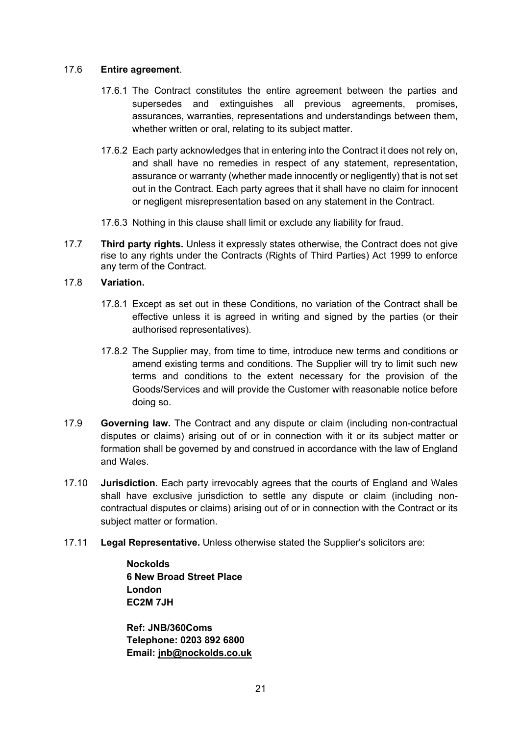17.6 **Entire agreement**.

17.6.1 The Contract constitutes the entire agreement between the parties and supersedes and extinguishes all previous agreements, promises, assurances, warranties, representations and understandings between them, whether written or oral, relating to its subject matter.

17.6.2 Each party acknowledges that in entering into the Contract it does not rely on, and shall have no remedies in respect of any statement, representation, assurance or warranty (whether made innocently or negligently) that is not set out in the Contract. Each party agrees that it shall have no claim for innocent or negligent misrepresentation based on any statement in the Contract.

17.6.3 Nothing in this clause shall limit or exclude any liability for fraud.

17.7 **Third party rights.** Unless it expressly states otherwise, the Contract does not give rise to any rights under the Contracts (Rights of Third Parties) Act 1999 to enforce any term of the Contract.

17.8 **Variation.**

17.8.1 Except as set out in these Conditions, no variation of the Contract shall be effective unless it is agreed in writing and signed by the parties (or their authorised representatives).

17.8.2 The Supplier may, from time to time, introduce new terms and conditions or amend existing terms and conditions. The Supplier will try to limit such new terms and conditions to the extent necessary for the provision of the Goods/Services and will provide the Customer with reasonable notice before doing so.

17.9 **Governing law.** The Contract and any dispute or claim (including non-contractual disputes or claims) arising out of or in connection with it or its subject matter or formation shall be governed by and construed in accordance with the law of England and Wales.

17.10 **Jurisdiction.** Each party irrevocably agrees that the courts of England and Wales shall have exclusive jurisdiction to settle any dispute or claim (including non-contractual disputes or claims) arising out of or in connection with the Contract or its subject matter or formation.

17.11 **Legal Representative.** Unless otherwise stated the Supplier's solicitors are:

**Nockolds**
**6 New Broad Street Place**
**London**
**EC2M 7JH**

**Ref: JNB/360Coms**
**Telephone: 0203 892 6800**
**Email: jnb@nockolds.co.uk**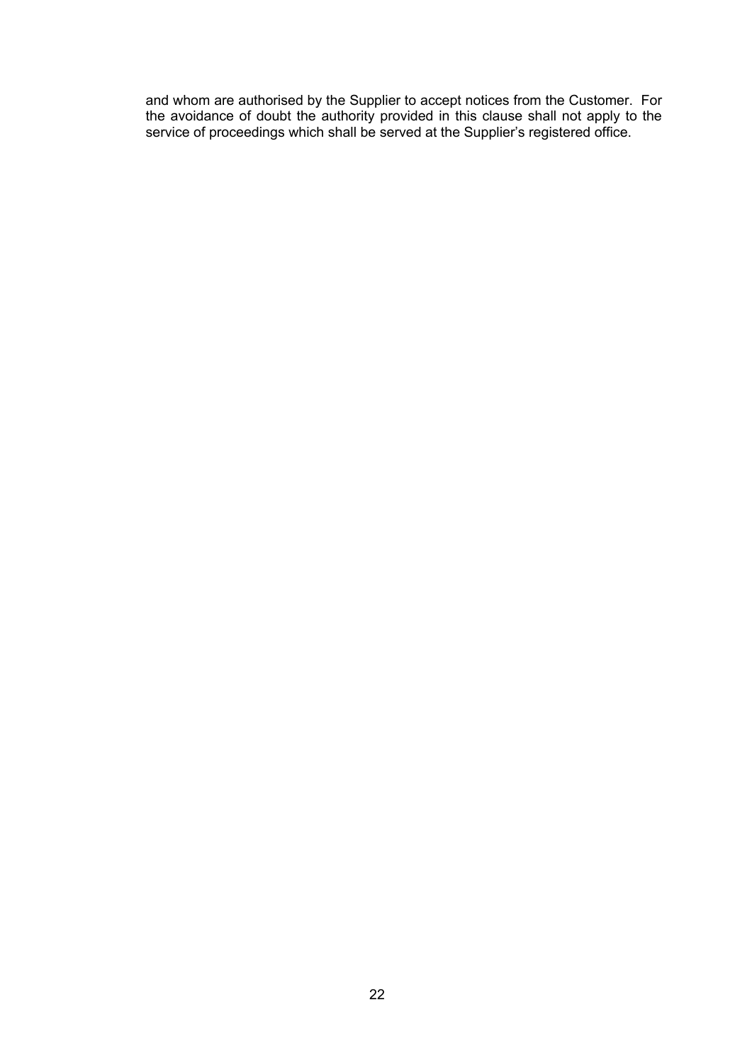and whom are authorised by the Supplier to accept notices from the Customer. For the avoidance of doubt the authority provided in this clause shall not apply to the service of proceedings which shall be served at the Supplier's registered office.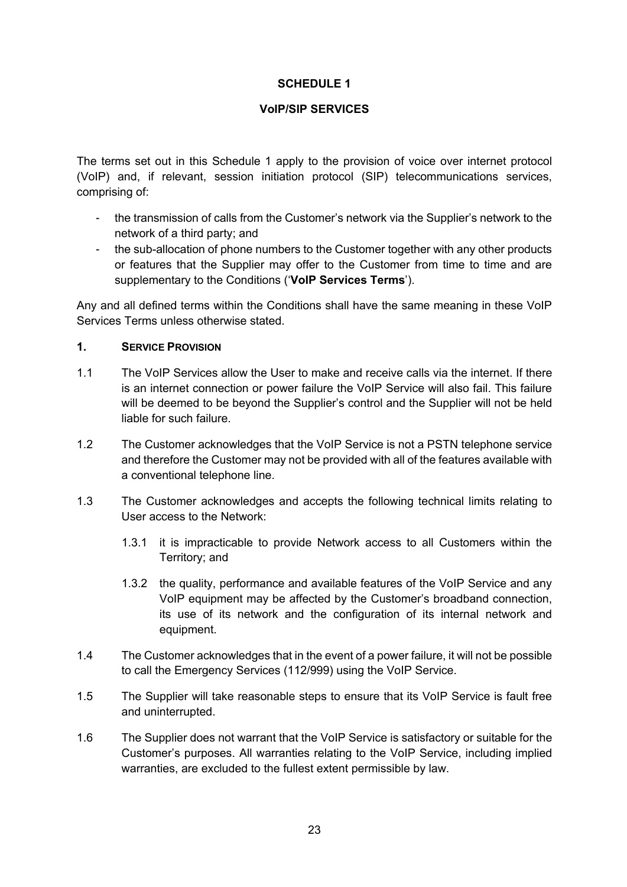## SCHEDULE 1

## VoIP/SIP SERVICES

The terms set out in this Schedule 1 apply to the provision of voice over internet protocol (VoIP) and, if relevant, session initiation protocol (SIP) telecommunications services, comprising of:

- the transmission of calls from the Customer's network via the Supplier's network to the network of a third party; and
- the sub-allocation of phone numbers to the Customer together with any other products or features that the Supplier may offer to the Customer from time to time and are supplementary to the Conditions ('**VoIP Services Terms**').

Any and all defined terms within the Conditions shall have the same meaning in these VoIP Services Terms unless otherwise stated.

### 1. SERVICE PROVISION

1.1 The VoIP Services allow the User to make and receive calls via the internet. If there is an internet connection or power failure the VoIP Service will also fail. This failure will be deemed to be beyond the Supplier's control and the Supplier will not be held liable for such failure.

1.2 The Customer acknowledges that the VoIP Service is not a PSTN telephone service and therefore the Customer may not be provided with all of the features available with a conventional telephone line.

1.3 The Customer acknowledges and accepts the following technical limits relating to User access to the Network:

1.3.1 it is impracticable to provide Network access to all Customers within the Territory; and

1.3.2 the quality, performance and available features of the VoIP Service and any VoIP equipment may be affected by the Customer's broadband connection, its use of its network and the configuration of its internal network and equipment.

1.4 The Customer acknowledges that in the event of a power failure, it will not be possible to call the Emergency Services (112/999) using the VoIP Service.

1.5 The Supplier will take reasonable steps to ensure that its VoIP Service is fault free and uninterrupted.

1.6 The Supplier does not warrant that the VoIP Service is satisfactory or suitable for the Customer's purposes. All warranties relating to the VoIP Service, including implied warranties, are excluded to the fullest extent permissible by law.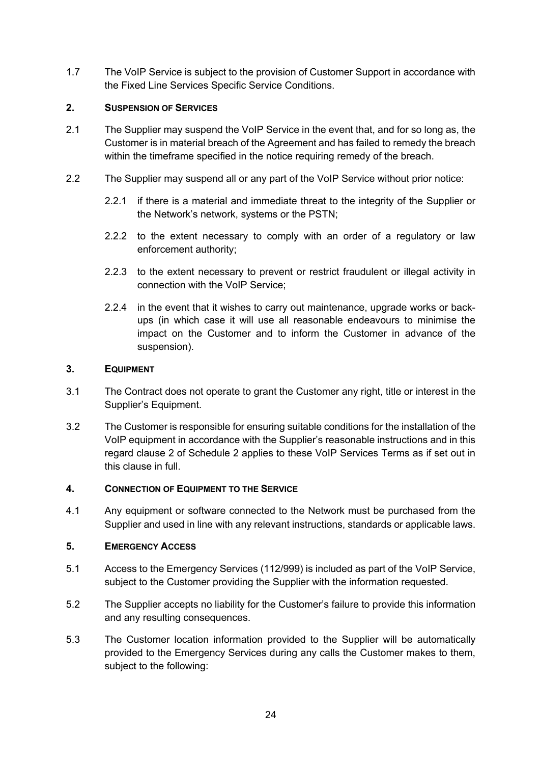1.7 The VoIP Service is subject to the provision of Customer Support in accordance with the Fixed Line Services Specific Service Conditions.

## 2. SUSPENSION OF SERVICES

2.1 The Supplier may suspend the VoIP Service in the event that, and for so long as, the Customer is in material breach of the Agreement and has failed to remedy the breach within the timeframe specified in the notice requiring remedy of the breach.

2.2 The Supplier may suspend all or any part of the VoIP Service without prior notice:

2.2.1 if there is a material and immediate threat to the integrity of the Supplier or the Network's network, systems or the PSTN;

2.2.2 to the extent necessary to comply with an order of a regulatory or law enforcement authority;

2.2.3 to the extent necessary to prevent or restrict fraudulent or illegal activity in connection with the VoIP Service;

2.2.4 in the event that it wishes to carry out maintenance, upgrade works or back-ups (in which case it will use all reasonable endeavours to minimise the impact on the Customer and to inform the Customer in advance of the suspension).

## 3. EQUIPMENT

3.1 The Contract does not operate to grant the Customer any right, title or interest in the Supplier's Equipment.

3.2 The Customer is responsible for ensuring suitable conditions for the installation of the VoIP equipment in accordance with the Supplier's reasonable instructions and in this regard clause 2 of Schedule 2 applies to these VoIP Services Terms as if set out in this clause in full.

## 4. CONNECTION OF EQUIPMENT TO THE SERVICE

4.1 Any equipment or software connected to the Network must be purchased from the Supplier and used in line with any relevant instructions, standards or applicable laws.

## 5. EMERGENCY ACCESS

5.1 Access to the Emergency Services (112/999) is included as part of the VoIP Service, subject to the Customer providing the Supplier with the information requested.

5.2 The Supplier accepts no liability for the Customer's failure to provide this information and any resulting consequences.

5.3 The Customer location information provided to the Supplier will be automatically provided to the Emergency Services during any calls the Customer makes to them, subject to the following: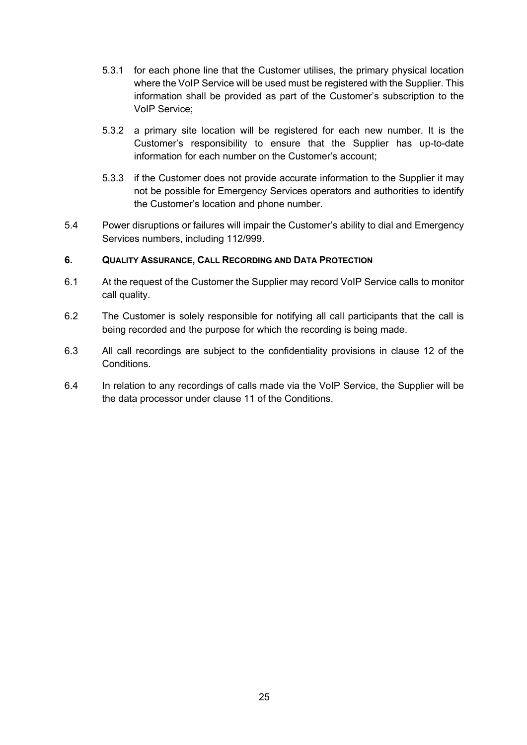5.3.1 for each phone line that the Customer utilises, the primary physical location where the VoIP Service will be used must be registered with the Supplier. This information shall be provided as part of the Customer's subscription to the VoIP Service;

5.3.2 a primary site location will be registered for each new number. It is the Customer's responsibility to ensure that the Supplier has up-to-date information for each number on the Customer's account;

5.3.3 if the Customer does not provide accurate information to the Supplier it may not be possible for Emergency Services operators and authorities to identify the Customer's location and phone number.

5.4 Power disruptions or failures will impair the Customer's ability to dial and Emergency Services numbers, including 112/999.

## 6. QUALITY ASSURANCE, CALL RECORDING AND DATA PROTECTION

6.1 At the request of the Customer the Supplier may record VoIP Service calls to monitor call quality.

6.2 The Customer is solely responsible for notifying all call participants that the call is being recorded and the purpose for which the recording is being made.

6.3 All call recordings are subject to the confidentiality provisions in clause 12 of the Conditions.

6.4 In relation to any recordings of calls made via the VoIP Service, the Supplier will be the data processor under clause 11 of the Conditions.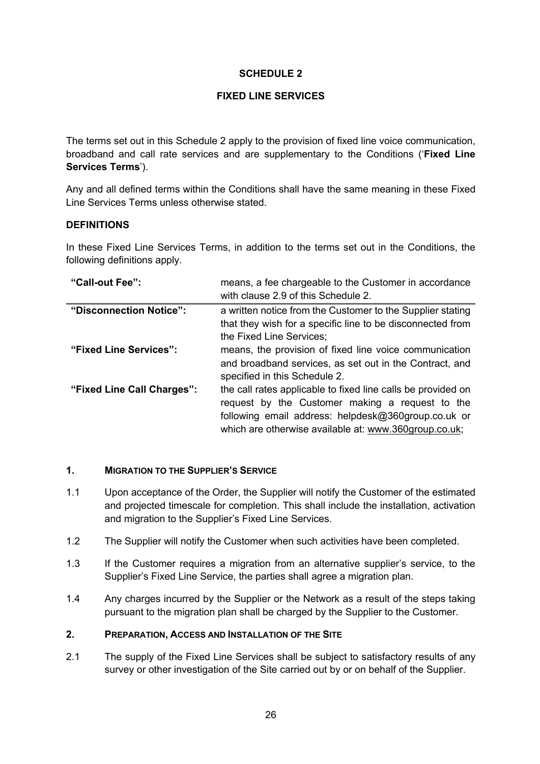# SCHEDULE 2

## FIXED LINE SERVICES

The terms set out in this Schedule 2 apply to the provision of fixed line voice communication, broadband and call rate services and are supplementary to the Conditions ('**Fixed Line Services Terms**').

Any and all defined terms within the Conditions shall have the same meaning in these Fixed Line Services Terms unless otherwise stated.

### DEFINITIONS

In these Fixed Line Services Terms, in addition to the terms set out in the Conditions, the following definitions apply.

| | |
|---|---|
| **"Call-out Fee":** | means, a fee chargeable to the Customer in accordance with clause 2.9 of this Schedule 2. |
| **"Disconnection Notice":** | a written notice from the Customer to the Supplier stating that they wish for a specific line to be disconnected from the Fixed Line Services; |
| **"Fixed Line Services":** | means, the provision of fixed line voice communication and broadband services, as set out in the Contract, and specified in this Schedule 2. |
| **"Fixed Line Call Charges":** | the call rates applicable to fixed line calls be provided on request by the Customer making a request to the following email address: helpdesk@360group.co.uk or which are otherwise available at: www.360group.co.uk; |

### 1. MIGRATION TO THE SUPPLIER'S SERVICE

1.1 Upon acceptance of the Order, the Supplier will notify the Customer of the estimated and projected timescale for completion. This shall include the installation, activation and migration to the Supplier's Fixed Line Services.

1.2 The Supplier will notify the Customer when such activities have been completed.

1.3 If the Customer requires a migration from an alternative supplier's service, to the Supplier's Fixed Line Service, the parties shall agree a migration plan.

1.4 Any charges incurred by the Supplier or the Network as a result of the steps taking pursuant to the migration plan shall be charged by the Supplier to the Customer.

### 2. PREPARATION, ACCESS AND INSTALLATION OF THE SITE

2.1 The supply of the Fixed Line Services shall be subject to satisfactory results of any survey or other investigation of the Site carried out by or on behalf of the Supplier.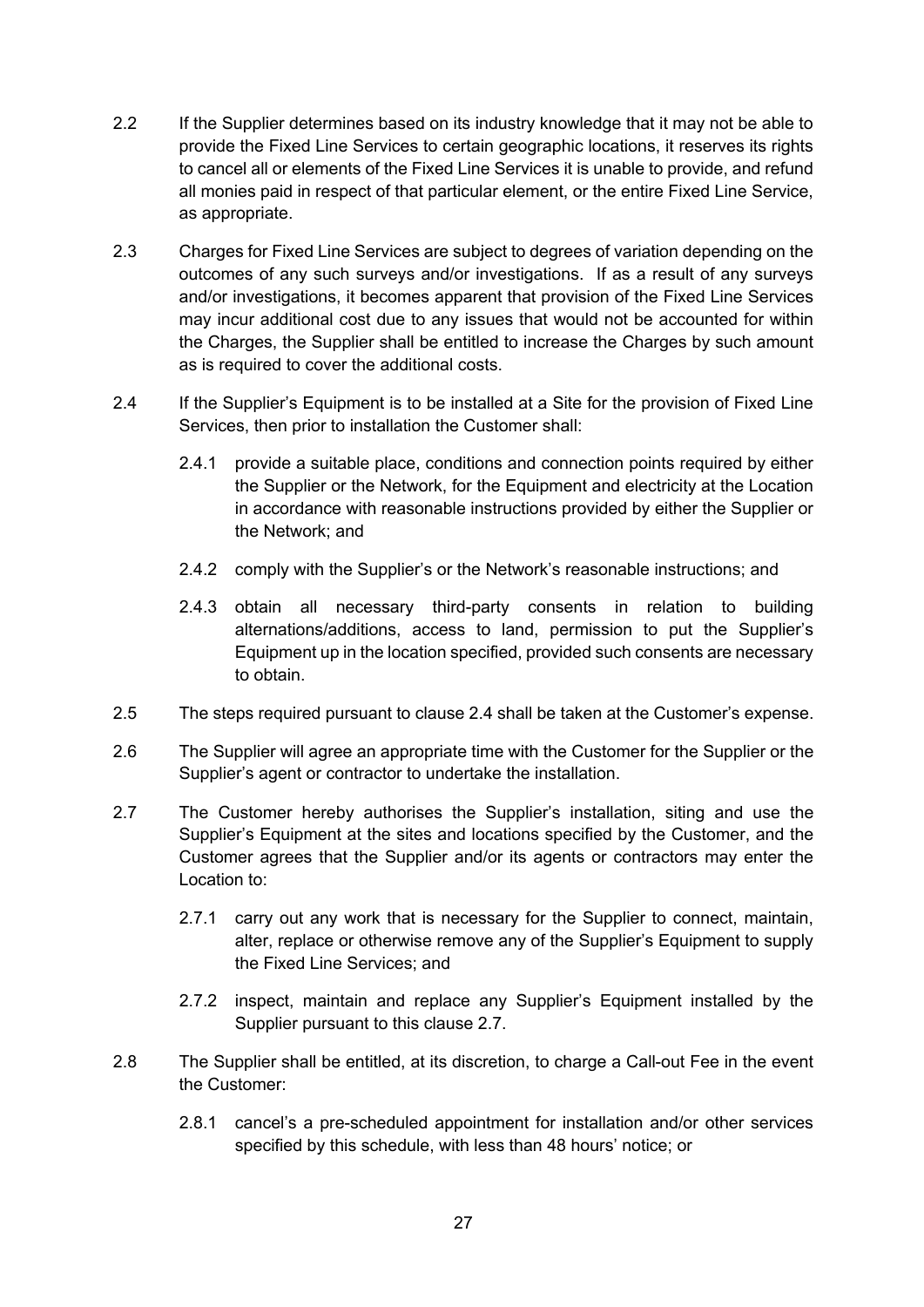2.2 If the Supplier determines based on its industry knowledge that it may not be able to provide the Fixed Line Services to certain geographic locations, it reserves its rights to cancel all or elements of the Fixed Line Services it is unable to provide, and refund all monies paid in respect of that particular element, or the entire Fixed Line Service, as appropriate.

2.3 Charges for Fixed Line Services are subject to degrees of variation depending on the outcomes of any such surveys and/or investigations. If as a result of any surveys and/or investigations, it becomes apparent that provision of the Fixed Line Services may incur additional cost due to any issues that would not be accounted for within the Charges, the Supplier shall be entitled to increase the Charges by such amount as is required to cover the additional costs.

2.4 If the Supplier's Equipment is to be installed at a Site for the provision of Fixed Line Services, then prior to installation the Customer shall:

2.4.1 provide a suitable place, conditions and connection points required by either the Supplier or the Network, for the Equipment and electricity at the Location in accordance with reasonable instructions provided by either the Supplier or the Network; and

2.4.2 comply with the Supplier's or the Network's reasonable instructions; and

2.4.3 obtain all necessary third-party consents in relation to building alternations/additions, access to land, permission to put the Supplier's Equipment up in the location specified, provided such consents are necessary to obtain.

2.5 The steps required pursuant to clause 2.4 shall be taken at the Customer's expense.

2.6 The Supplier will agree an appropriate time with the Customer for the Supplier or the Supplier's agent or contractor to undertake the installation.

2.7 The Customer hereby authorises the Supplier's installation, siting and use the Supplier's Equipment at the sites and locations specified by the Customer, and the Customer agrees that the Supplier and/or its agents or contractors may enter the Location to:

2.7.1 carry out any work that is necessary for the Supplier to connect, maintain, alter, replace or otherwise remove any of the Supplier's Equipment to supply the Fixed Line Services; and

2.7.2 inspect, maintain and replace any Supplier's Equipment installed by the Supplier pursuant to this clause 2.7.

2.8 The Supplier shall be entitled, at its discretion, to charge a Call-out Fee in the event the Customer:

2.8.1 cancel's a pre-scheduled appointment for installation and/or other services specified by this schedule, with less than 48 hours' notice; or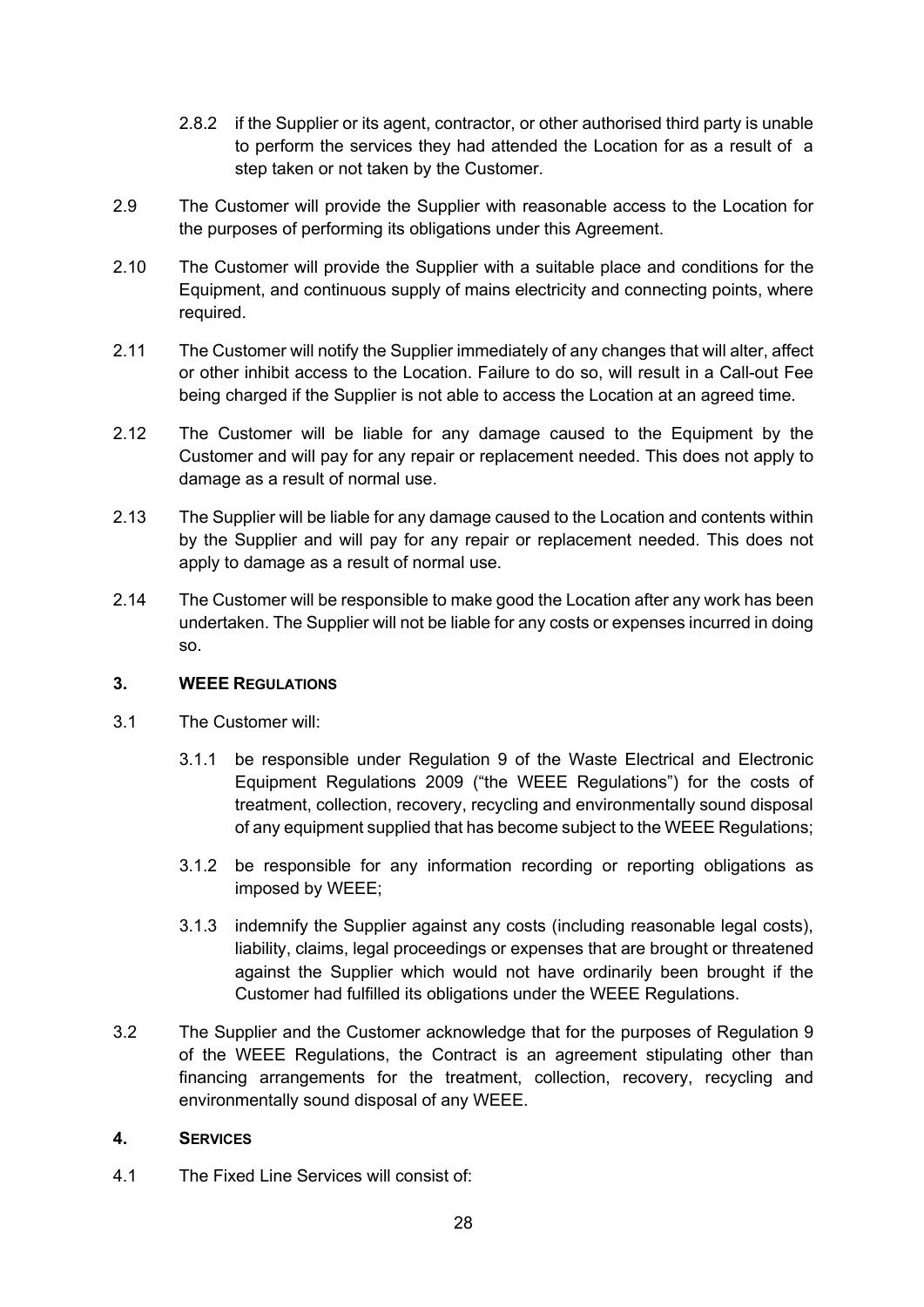2.8.2 if the Supplier or its agent, contractor, or other authorised third party is unable to perform the services they had attended the Location for as a result of a step taken or not taken by the Customer.

2.9 The Customer will provide the Supplier with reasonable access to the Location for the purposes of performing its obligations under this Agreement.

2.10 The Customer will provide the Supplier with a suitable place and conditions for the Equipment, and continuous supply of mains electricity and connecting points, where required.

2.11 The Customer will notify the Supplier immediately of any changes that will alter, affect or other inhibit access to the Location. Failure to do so, will result in a Call-out Fee being charged if the Supplier is not able to access the Location at an agreed time.

2.12 The Customer will be liable for any damage caused to the Equipment by the Customer and will pay for any repair or replacement needed. This does not apply to damage as a result of normal use.

2.13 The Supplier will be liable for any damage caused to the Location and contents within by the Supplier and will pay for any repair or replacement needed. This does not apply to damage as a result of normal use.

2.14 The Customer will be responsible to make good the Location after any work has been undertaken. The Supplier will not be liable for any costs or expenses incurred in doing so.

## 3. WEEE REGULATIONS

3.1 The Customer will:

3.1.1 be responsible under Regulation 9 of the Waste Electrical and Electronic Equipment Regulations 2009 ("the WEEE Regulations") for the costs of treatment, collection, recovery, recycling and environmentally sound disposal of any equipment supplied that has become subject to the WEEE Regulations;

3.1.2 be responsible for any information recording or reporting obligations as imposed by WEEE;

3.1.3 indemnify the Supplier against any costs (including reasonable legal costs), liability, claims, legal proceedings or expenses that are brought or threatened against the Supplier which would not have ordinarily been brought if the Customer had fulfilled its obligations under the WEEE Regulations.

3.2 The Supplier and the Customer acknowledge that for the purposes of Regulation 9 of the WEEE Regulations, the Contract is an agreement stipulating other than financing arrangements for the treatment, collection, recovery, recycling and environmentally sound disposal of any WEEE.

## 4. SERVICES

4.1 The Fixed Line Services will consist of: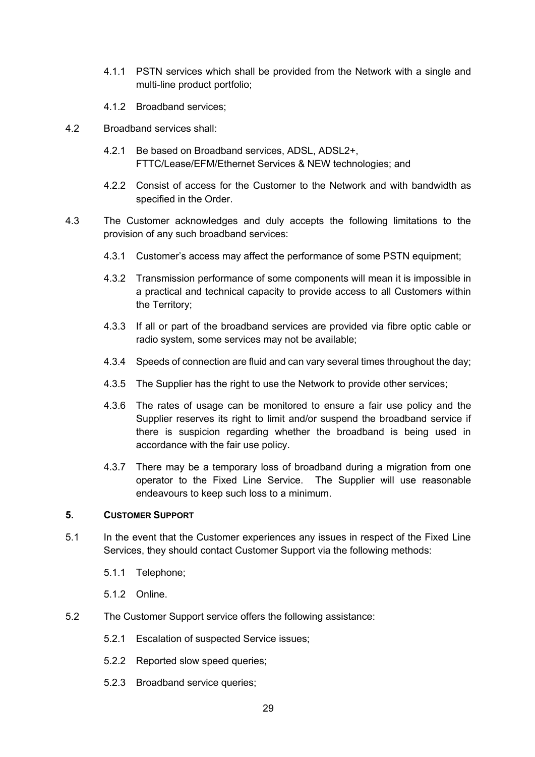4.1.1 PSTN services which shall be provided from the Network with a single and multi-line product portfolio;

4.1.2 Broadband services;

4.2 Broadband services shall:

4.2.1 Be based on Broadband services, ADSL, ADSL2+, FTTC/Lease/EFM/Ethernet Services & NEW technologies; and

4.2.2 Consist of access for the Customer to the Network and with bandwidth as specified in the Order.

4.3 The Customer acknowledges and duly accepts the following limitations to the provision of any such broadband services:

4.3.1 Customer's access may affect the performance of some PSTN equipment;

4.3.2 Transmission performance of some components will mean it is impossible in a practical and technical capacity to provide access to all Customers within the Territory;

4.3.3 If all or part of the broadband services are provided via fibre optic cable or radio system, some services may not be available;

4.3.4 Speeds of connection are fluid and can vary several times throughout the day;

4.3.5 The Supplier has the right to use the Network to provide other services;

4.3.6 The rates of usage can be monitored to ensure a fair use policy and the Supplier reserves its right to limit and/or suspend the broadband service if there is suspicion regarding whether the broadband is being used in accordance with the fair use policy.

4.3.7 There may be a temporary loss of broadband during a migration from one operator to the Fixed Line Service. The Supplier will use reasonable endeavours to keep such loss to a minimum.

## 5. CUSTOMER SUPPORT

5.1 In the event that the Customer experiences any issues in respect of the Fixed Line Services, they should contact Customer Support via the following methods:

5.1.1 Telephone;

5.1.2 Online.

5.2 The Customer Support service offers the following assistance:

5.2.1 Escalation of suspected Service issues;

5.2.2 Reported slow speed queries;

5.2.3 Broadband service queries;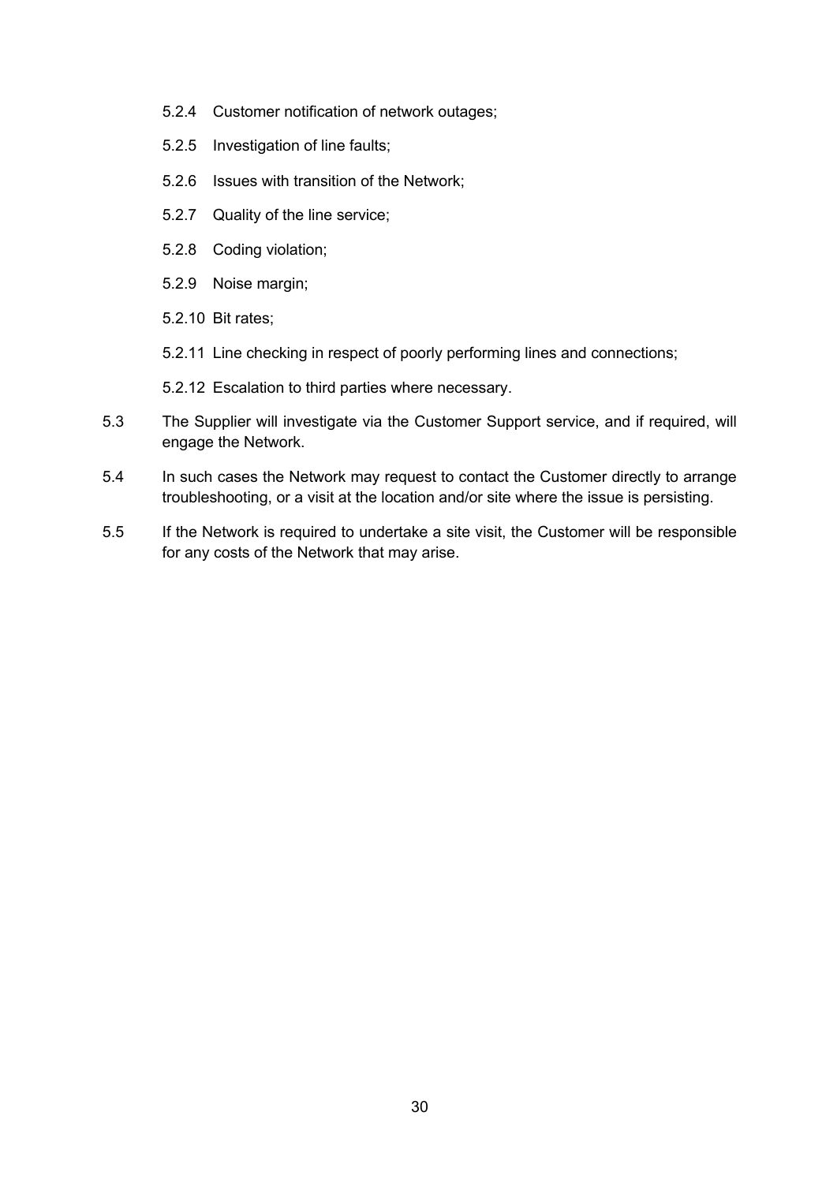5.2.4 Customer notification of network outages;

5.2.5 Investigation of line faults;

5.2.6 Issues with transition of the Network;

5.2.7 Quality of the line service;

5.2.8 Coding violation;

5.2.9 Noise margin;

5.2.10 Bit rates;

5.2.11 Line checking in respect of poorly performing lines and connections;

5.2.12 Escalation to third parties where necessary.

5.3 The Supplier will investigate via the Customer Support service, and if required, will engage the Network.

5.4 In such cases the Network may request to contact the Customer directly to arrange troubleshooting, or a visit at the location and/or site where the issue is persisting.

5.5 If the Network is required to undertake a site visit, the Customer will be responsible for any costs of the Network that may arise.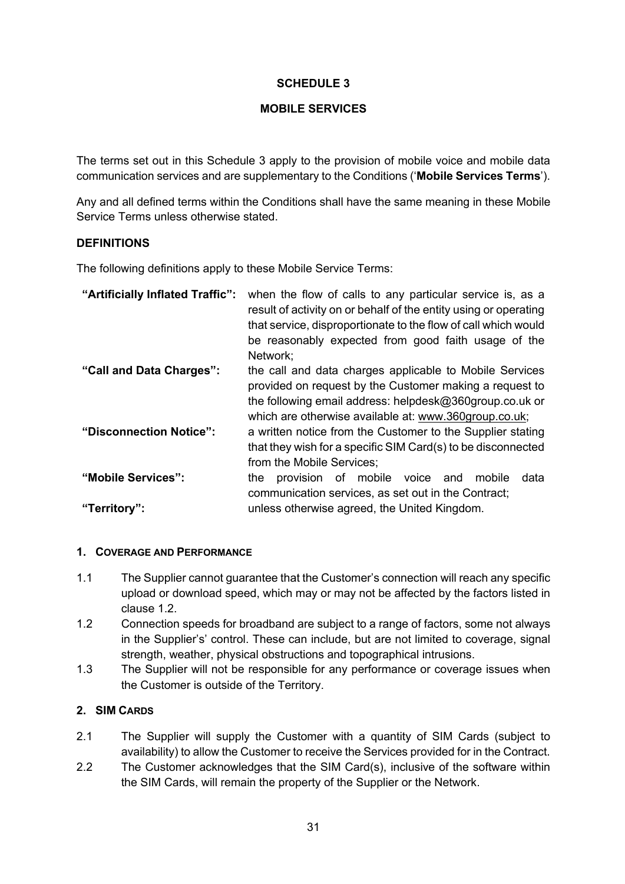# SCHEDULE 3

## MOBILE SERVICES

The terms set out in this Schedule 3 apply to the provision of mobile voice and mobile data communication services and are supplementary to the Conditions ('**Mobile Services Terms**').

Any and all defined terms within the Conditions shall have the same meaning in these Mobile Service Terms unless otherwise stated.

### DEFINITIONS

The following definitions apply to these Mobile Service Terms:

**"Artificially Inflated Traffic":** when the flow of calls to any particular service is, as a result of activity on or behalf of the entity using or operating that service, disproportionate to the flow of call which would be reasonably expected from good faith usage of the Network;

**"Call and Data Charges":** the call and data charges applicable to Mobile Services provided on request by the Customer making a request to the following email address: helpdesk@360group.co.uk or which are otherwise available at: www.360group.co.uk;

**"Disconnection Notice":** a written notice from the Customer to the Supplier stating that they wish for a specific SIM Card(s) to be disconnected from the Mobile Services;

**"Mobile Services":** the provision of mobile voice and mobile data communication services, as set out in the Contract;

**"Territory":** unless otherwise agreed, the United Kingdom.

### 1. COVERAGE AND PERFORMANCE

1.1 The Supplier cannot guarantee that the Customer's connection will reach any specific upload or download speed, which may or may not be affected by the factors listed in clause 1.2.

1.2 Connection speeds for broadband are subject to a range of factors, some not always in the Supplier's' control. These can include, but are not limited to coverage, signal strength, weather, physical obstructions and topographical intrusions.

1.3 The Supplier will not be responsible for any performance or coverage issues when the Customer is outside of the Territory.

### 2. SIM CARDS

2.1 The Supplier will supply the Customer with a quantity of SIM Cards (subject to availability) to allow the Customer to receive the Services provided for in the Contract.

2.2 The Customer acknowledges that the SIM Card(s), inclusive of the software within the SIM Cards, will remain the property of the Supplier or the Network.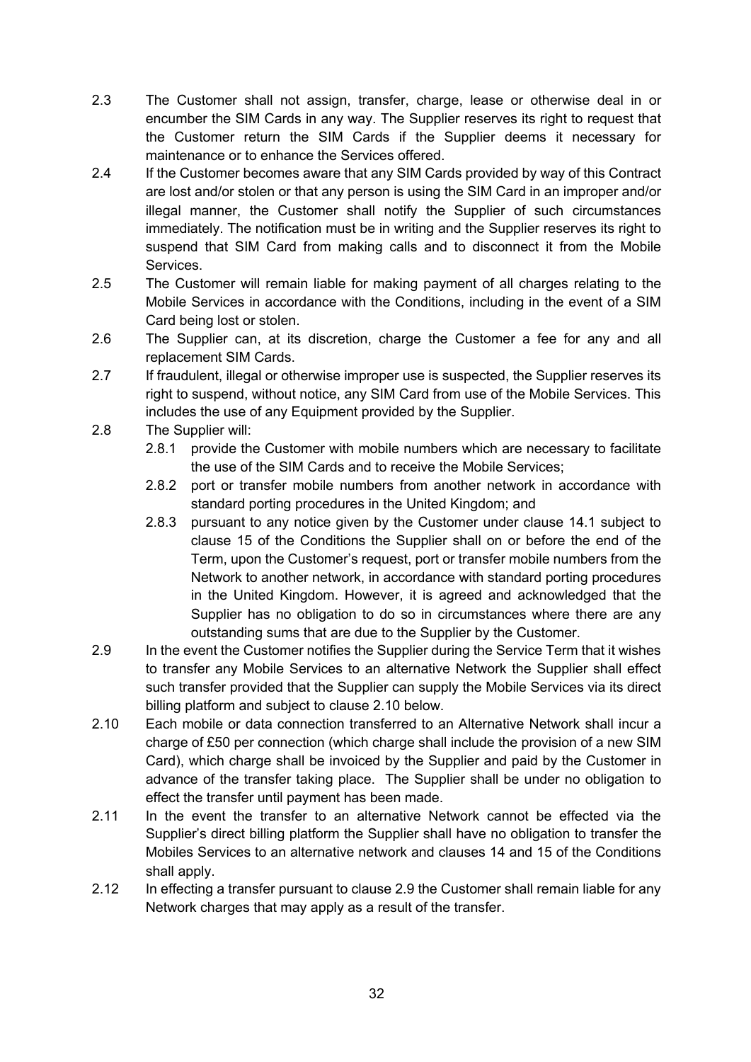2.3 The Customer shall not assign, transfer, charge, lease or otherwise deal in or encumber the SIM Cards in any way. The Supplier reserves its right to request that the Customer return the SIM Cards if the Supplier deems it necessary for maintenance or to enhance the Services offered.

2.4 If the Customer becomes aware that any SIM Cards provided by way of this Contract are lost and/or stolen or that any person is using the SIM Card in an improper and/or illegal manner, the Customer shall notify the Supplier of such circumstances immediately. The notification must be in writing and the Supplier reserves its right to suspend that SIM Card from making calls and to disconnect it from the Mobile Services.

2.5 The Customer will remain liable for making payment of all charges relating to the Mobile Services in accordance with the Conditions, including in the event of a SIM Card being lost or stolen.

2.6 The Supplier can, at its discretion, charge the Customer a fee for any and all replacement SIM Cards.

2.7 If fraudulent, illegal or otherwise improper use is suspected, the Supplier reserves its right to suspend, without notice, any SIM Card from use of the Mobile Services. This includes the use of any Equipment provided by the Supplier.

2.8 The Supplier will:

2.8.1 provide the Customer with mobile numbers which are necessary to facilitate the use of the SIM Cards and to receive the Mobile Services;

2.8.2 port or transfer mobile numbers from another network in accordance with standard porting procedures in the United Kingdom; and

2.8.3 pursuant to any notice given by the Customer under clause 14.1 subject to clause 15 of the Conditions the Supplier shall on or before the end of the Term, upon the Customer's request, port or transfer mobile numbers from the Network to another network, in accordance with standard porting procedures in the United Kingdom. However, it is agreed and acknowledged that the Supplier has no obligation to do so in circumstances where there are any outstanding sums that are due to the Supplier by the Customer.

2.9 In the event the Customer notifies the Supplier during the Service Term that it wishes to transfer any Mobile Services to an alternative Network the Supplier shall effect such transfer provided that the Supplier can supply the Mobile Services via its direct billing platform and subject to clause 2.10 below.

2.10 Each mobile or data connection transferred to an Alternative Network shall incur a charge of £50 per connection (which charge shall include the provision of a new SIM Card), which charge shall be invoiced by the Supplier and paid by the Customer in advance of the transfer taking place. The Supplier shall be under no obligation to effect the transfer until payment has been made.

2.11 In the event the transfer to an alternative Network cannot be effected via the Supplier's direct billing platform the Supplier shall have no obligation to transfer the Mobiles Services to an alternative network and clauses 14 and 15 of the Conditions shall apply.

2.12 In effecting a transfer pursuant to clause 2.9 the Customer shall remain liable for any Network charges that may apply as a result of the transfer.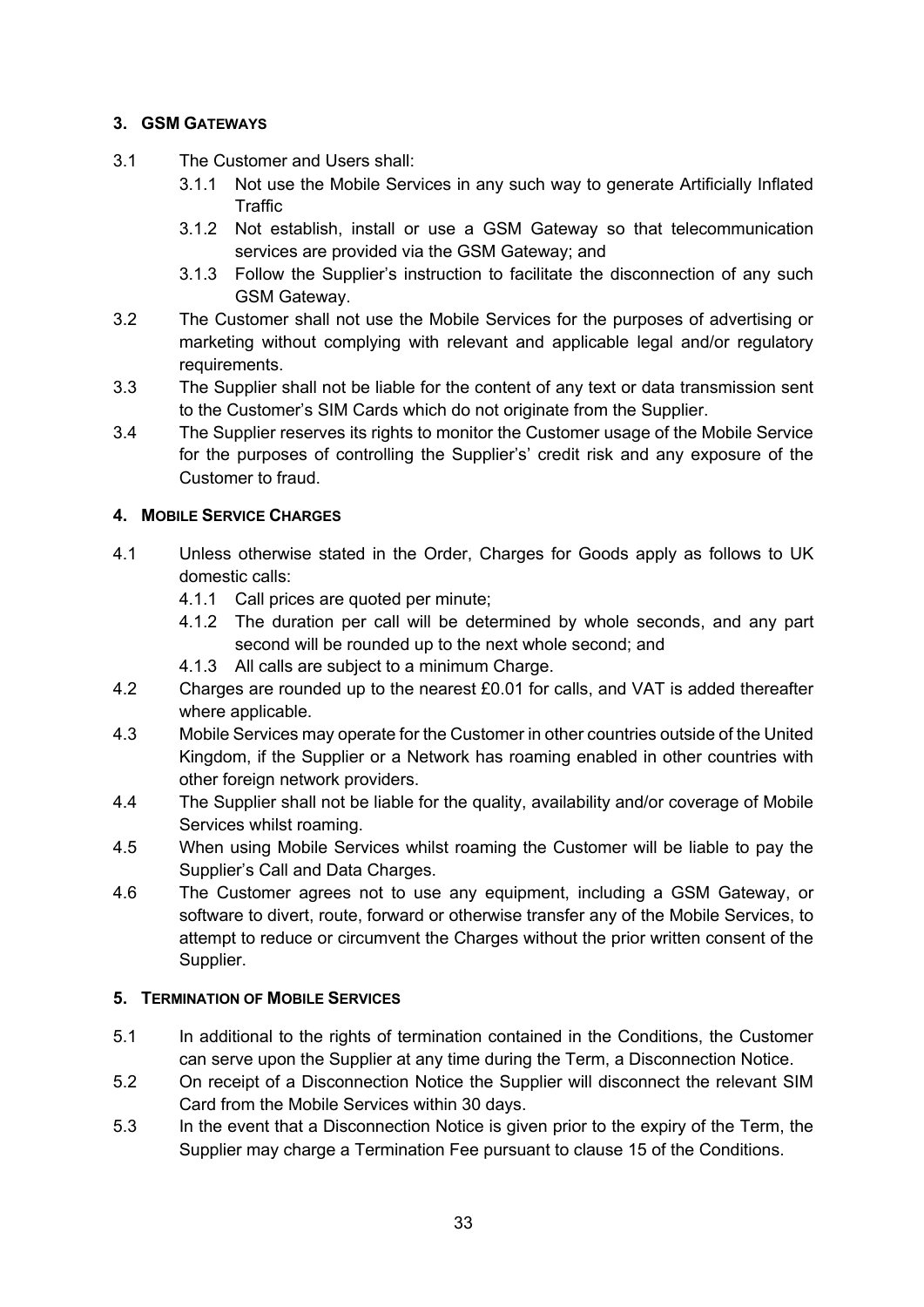## 3. GSM GATEWAYS

3.1 The Customer and Users shall:

- 3.1.1 Not use the Mobile Services in any such way to generate Artificially Inflated Traffic
- 3.1.2 Not establish, install or use a GSM Gateway so that telecommunication services are provided via the GSM Gateway; and
- 3.1.3 Follow the Supplier's instruction to facilitate the disconnection of any such GSM Gateway.

3.2 The Customer shall not use the Mobile Services for the purposes of advertising or marketing without complying with relevant and applicable legal and/or regulatory requirements.

3.3 The Supplier shall not be liable for the content of any text or data transmission sent to the Customer's SIM Cards which do not originate from the Supplier.

3.4 The Supplier reserves its rights to monitor the Customer usage of the Mobile Service for the purposes of controlling the Supplier's' credit risk and any exposure of the Customer to fraud.

## 4. MOBILE SERVICE CHARGES

4.1 Unless otherwise stated in the Order, Charges for Goods apply as follows to UK domestic calls:

- 4.1.1 Call prices are quoted per minute;
- 4.1.2 The duration per call will be determined by whole seconds, and any part second will be rounded up to the next whole second; and
- 4.1.3 All calls are subject to a minimum Charge.

4.2 Charges are rounded up to the nearest £0.01 for calls, and VAT is added thereafter where applicable.

4.3 Mobile Services may operate for the Customer in other countries outside of the United Kingdom, if the Supplier or a Network has roaming enabled in other countries with other foreign network providers.

4.4 The Supplier shall not be liable for the quality, availability and/or coverage of Mobile Services whilst roaming.

4.5 When using Mobile Services whilst roaming the Customer will be liable to pay the Supplier's Call and Data Charges.

4.6 The Customer agrees not to use any equipment, including a GSM Gateway, or software to divert, route, forward or otherwise transfer any of the Mobile Services, to attempt to reduce or circumvent the Charges without the prior written consent of the Supplier.

## 5. TERMINATION OF MOBILE SERVICES

5.1 In additional to the rights of termination contained in the Conditions, the Customer can serve upon the Supplier at any time during the Term, a Disconnection Notice.

5.2 On receipt of a Disconnection Notice the Supplier will disconnect the relevant SIM Card from the Mobile Services within 30 days.

5.3 In the event that a Disconnection Notice is given prior to the expiry of the Term, the Supplier may charge a Termination Fee pursuant to clause 15 of the Conditions.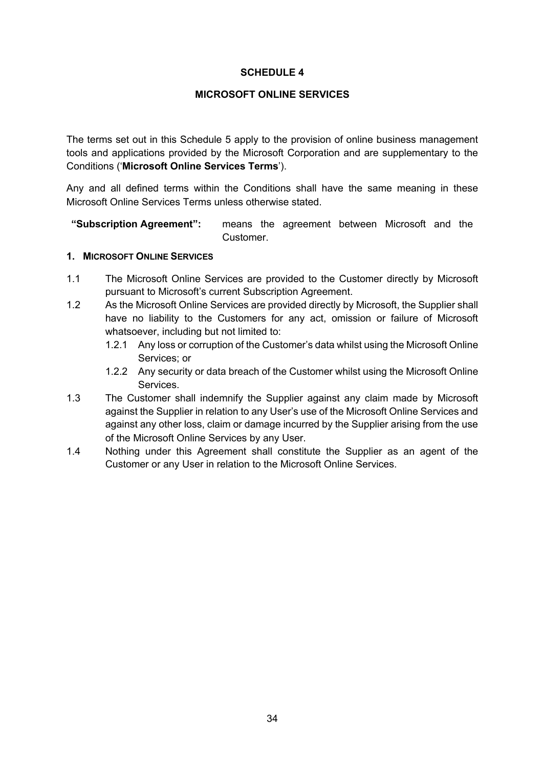# SCHEDULE 4

## MICROSOFT ONLINE SERVICES

The terms set out in this Schedule 5 apply to the provision of online business management tools and applications provided by the Microsoft Corporation and are supplementary to the Conditions ('**Microsoft Online Services Terms**').

Any and all defined terms within the Conditions shall have the same meaning in these Microsoft Online Services Terms unless otherwise stated.

| | |
|---|---|
| **"Subscription Agreement":** | means the agreement between Microsoft and the Customer. |

### 1. MICROSOFT ONLINE SERVICES

1.1 The Microsoft Online Services are provided to the Customer directly by Microsoft pursuant to Microsoft's current Subscription Agreement.

1.2 As the Microsoft Online Services are provided directly by Microsoft, the Supplier shall have no liability to the Customers for any act, omission or failure of Microsoft whatsoever, including but not limited to:

1.2.1 Any loss or corruption of the Customer's data whilst using the Microsoft Online Services; or

1.2.2 Any security or data breach of the Customer whilst using the Microsoft Online Services.

1.3 The Customer shall indemnify the Supplier against any claim made by Microsoft against the Supplier in relation to any User's use of the Microsoft Online Services and against any other loss, claim or damage incurred by the Supplier arising from the use of the Microsoft Online Services by any User.

1.4 Nothing under this Agreement shall constitute the Supplier as an agent of the Customer or any User in relation to the Microsoft Online Services.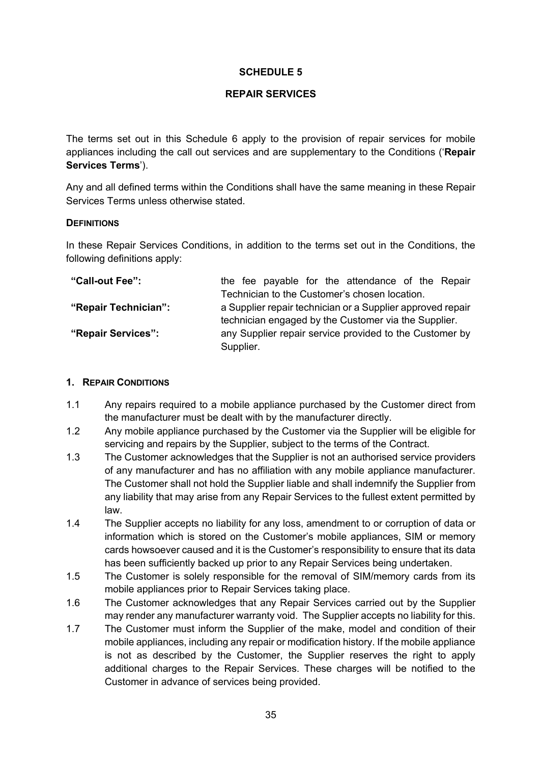## SCHEDULE 5

## REPAIR SERVICES

The terms set out in this Schedule 6 apply to the provision of repair services for mobile appliances including the call out services and are supplementary to the Conditions ('**Repair Services Terms**').

Any and all defined terms within the Conditions shall have the same meaning in these Repair Services Terms unless otherwise stated.

**DEFINITIONS**

In these Repair Services Conditions, in addition to the terms set out in the Conditions, the following definitions apply:

| | |
|---|---|
| **"Call-out Fee":** | the fee payable for the attendance of the Repair Technician to the Customer's chosen location. |
| **"Repair Technician":** | a Supplier repair technician or a Supplier approved repair technician engaged by the Customer via the Supplier. |
| **"Repair Services":** | any Supplier repair service provided to the Customer by Supplier. |

### 1. REPAIR CONDITIONS

1.1 Any repairs required to a mobile appliance purchased by the Customer direct from the manufacturer must be dealt with by the manufacturer directly.

1.2 Any mobile appliance purchased by the Customer via the Supplier will be eligible for servicing and repairs by the Supplier, subject to the terms of the Contract.

1.3 The Customer acknowledges that the Supplier is not an authorised service providers of any manufacturer and has no affiliation with any mobile appliance manufacturer. The Customer shall not hold the Supplier liable and shall indemnify the Supplier from any liability that may arise from any Repair Services to the fullest extent permitted by law.

1.4 The Supplier accepts no liability for any loss, amendment to or corruption of data or information which is stored on the Customer's mobile appliances, SIM or memory cards howsoever caused and it is the Customer's responsibility to ensure that its data has been sufficiently backed up prior to any Repair Services being undertaken.

1.5 The Customer is solely responsible for the removal of SIM/memory cards from its mobile appliances prior to Repair Services taking place.

1.6 The Customer acknowledges that any Repair Services carried out by the Supplier may render any manufacturer warranty void. The Supplier accepts no liability for this.

1.7 The Customer must inform the Supplier of the make, model and condition of their mobile appliances, including any repair or modification history. If the mobile appliance is not as described by the Customer, the Supplier reserves the right to apply additional charges to the Repair Services. These charges will be notified to the Customer in advance of services being provided.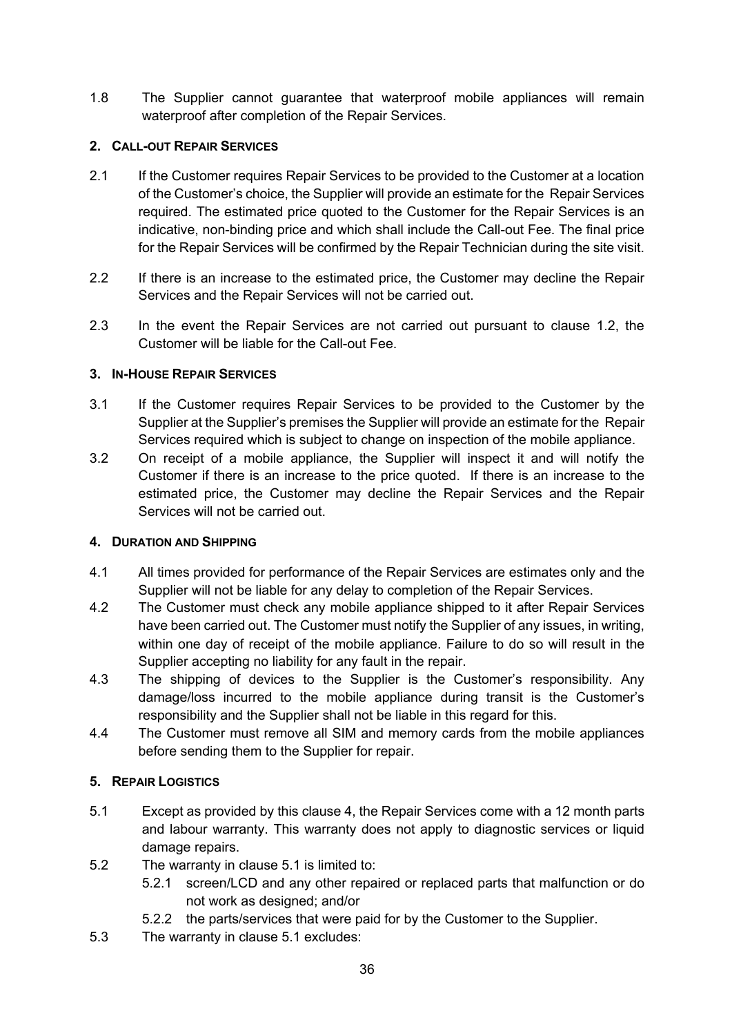1.8 The Supplier cannot guarantee that waterproof mobile appliances will remain waterproof after completion of the Repair Services.

## 2. CALL-OUT REPAIR SERVICES

2.1 If the Customer requires Repair Services to be provided to the Customer at a location of the Customer's choice, the Supplier will provide an estimate for the Repair Services required. The estimated price quoted to the Customer for the Repair Services is an indicative, non-binding price and which shall include the Call-out Fee. The final price for the Repair Services will be confirmed by the Repair Technician during the site visit.

2.2 If there is an increase to the estimated price, the Customer may decline the Repair Services and the Repair Services will not be carried out.

2.3 In the event the Repair Services are not carried out pursuant to clause 1.2, the Customer will be liable for the Call-out Fee.

## 3. IN-HOUSE REPAIR SERVICES

3.1 If the Customer requires Repair Services to be provided to the Customer by the Supplier at the Supplier's premises the Supplier will provide an estimate for the Repair Services required which is subject to change on inspection of the mobile appliance.

3.2 On receipt of a mobile appliance, the Supplier will inspect it and will notify the Customer if there is an increase to the price quoted. If there is an increase to the estimated price, the Customer may decline the Repair Services and the Repair Services will not be carried out.

## 4. DURATION AND SHIPPING

4.1 All times provided for performance of the Repair Services are estimates only and the Supplier will not be liable for any delay to completion of the Repair Services.

4.2 The Customer must check any mobile appliance shipped to it after Repair Services have been carried out. The Customer must notify the Supplier of any issues, in writing, within one day of receipt of the mobile appliance. Failure to do so will result in the Supplier accepting no liability for any fault in the repair.

4.3 The shipping of devices to the Supplier is the Customer's responsibility. Any damage/loss incurred to the mobile appliance during transit is the Customer's responsibility and the Supplier shall not be liable in this regard for this.

4.4 The Customer must remove all SIM and memory cards from the mobile appliances before sending them to the Supplier for repair.

## 5. REPAIR LOGISTICS

5.1 Except as provided by this clause 4, the Repair Services come with a 12 month parts and labour warranty. This warranty does not apply to diagnostic services or liquid damage repairs.

5.2 The warranty in clause 5.1 is limited to:

   5.2.1 screen/LCD and any other repaired or replaced parts that malfunction or do not work as designed; and/or

   5.2.2 the parts/services that were paid for by the Customer to the Supplier.

5.3 The warranty in clause 5.1 excludes: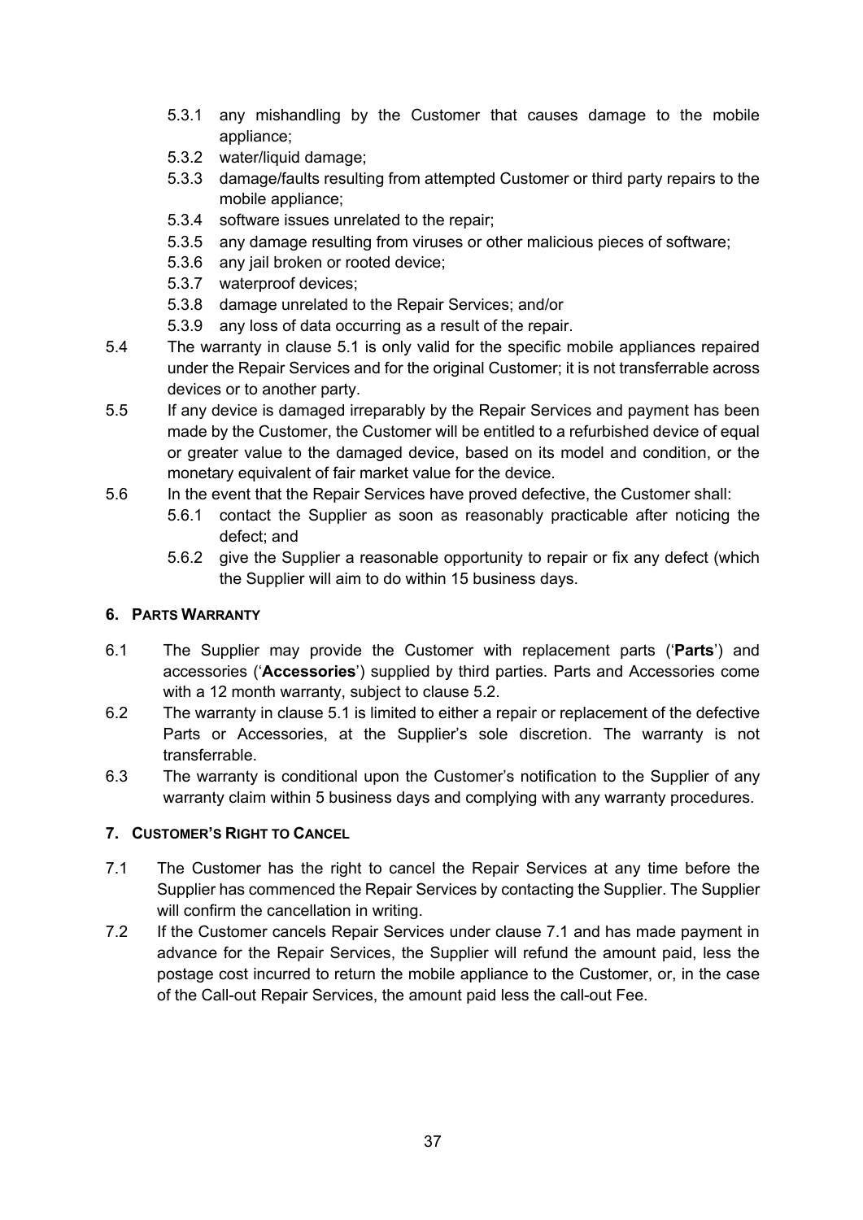5.3.1 any mishandling by the Customer that causes damage to the mobile appliance;

5.3.2 water/liquid damage;

5.3.3 damage/faults resulting from attempted Customer or third party repairs to the mobile appliance;

5.3.4 software issues unrelated to the repair;

5.3.5 any damage resulting from viruses or other malicious pieces of software;

5.3.6 any jail broken or rooted device;

5.3.7 waterproof devices;

5.3.8 damage unrelated to the Repair Services; and/or

5.3.9 any loss of data occurring as a result of the repair.

5.4 The warranty in clause 5.1 is only valid for the specific mobile appliances repaired under the Repair Services and for the original Customer; it is not transferrable across devices or to another party.

5.5 If any device is damaged irreparably by the Repair Services and payment has been made by the Customer, the Customer will be entitled to a refurbished device of equal or greater value to the damaged device, based on its model and condition, or the monetary equivalent of fair market value for the device.

5.6 In the event that the Repair Services have proved defective, the Customer shall:

5.6.1 contact the Supplier as soon as reasonably practicable after noticing the defect; and

5.6.2 give the Supplier a reasonable opportunity to repair or fix any defect (which the Supplier will aim to do within 15 business days.

### 6. PARTS WARRANTY

6.1 The Supplier may provide the Customer with replacement parts ('**Parts**') and accessories ('**Accessories**') supplied by third parties. Parts and Accessories come with a 12 month warranty, subject to clause 5.2.

6.2 The warranty in clause 5.1 is limited to either a repair or replacement of the defective Parts or Accessories, at the Supplier's sole discretion. The warranty is not transferrable.

6.3 The warranty is conditional upon the Customer's notification to the Supplier of any warranty claim within 5 business days and complying with any warranty procedures.

### 7. CUSTOMER'S RIGHT TO CANCEL

7.1 The Customer has the right to cancel the Repair Services at any time before the Supplier has commenced the Repair Services by contacting the Supplier. The Supplier will confirm the cancellation in writing.

7.2 If the Customer cancels Repair Services under clause 7.1 and has made payment in advance for the Repair Services, the Supplier will refund the amount paid, less the postage cost incurred to return the mobile appliance to the Customer, or, in the case of the Call-out Repair Services, the amount paid less the call-out Fee.